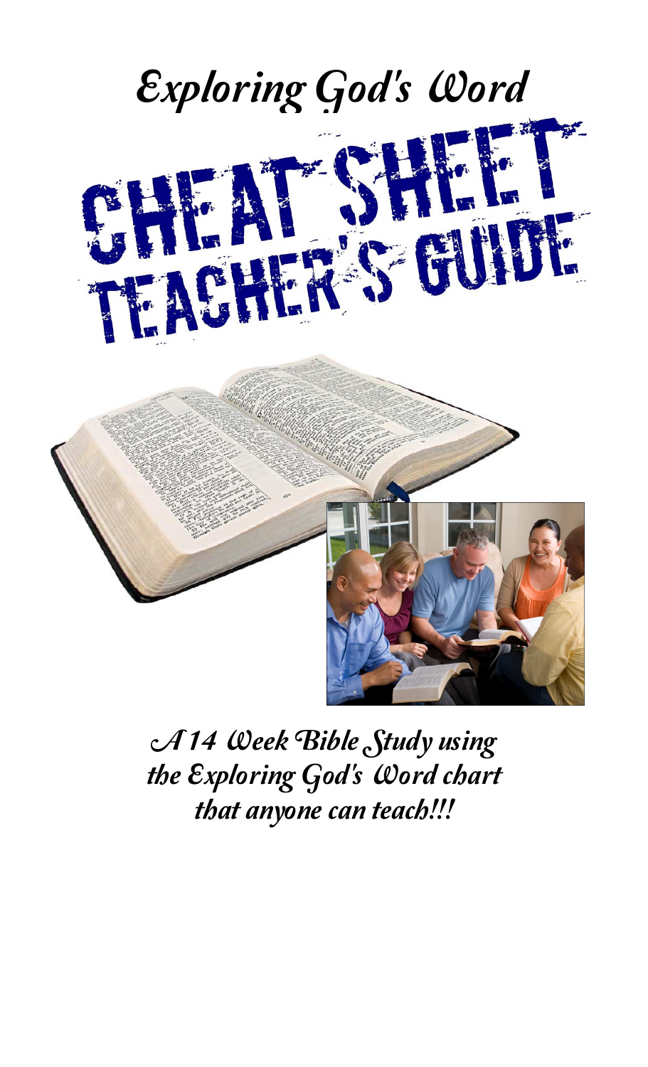# Exploring God's Word

# CHEAT SHEET TEACHER'S GUIDE

*A 14 Week Bible Study using the Exploring God's Word chart that anyone can teach!!!*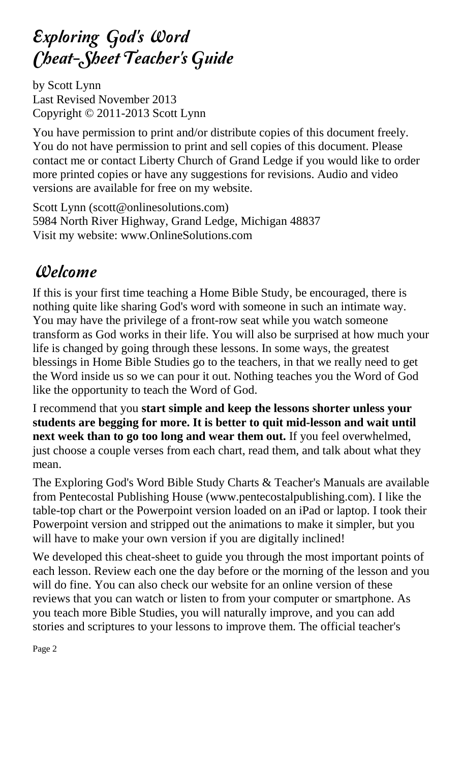# Exploring God's Word Cheat-Sheet Teacher's Guide

by Scott Lynn
Last Revised November 2013
Copyright © 2011-2013 Scott Lynn

You have permission to print and/or distribute copies of this document freely. You do not have permission to print and sell copies of this document. Please contact me or contact Liberty Church of Grand Ledge if you would like to order more printed copies or have any suggestions for revisions. Audio and video versions are available for free on my website.

Scott Lynn (scott@onlinesolutions.com)
5984 North River Highway, Grand Ledge, Michigan 48837
Visit my website: www.OnlineSolutions.com

# Welcome

If this is your first time teaching a Home Bible Study, be encouraged, there is nothing quite like sharing God's word with someone in such an intimate way. You may have the privilege of a front-row seat while you watch someone transform as God works in their life. You will also be surprised at how much your life is changed by going through these lessons. In some ways, the greatest blessings in Home Bible Studies go to the teachers, in that we really need to get the Word inside us so we can pour it out. Nothing teaches you the Word of God like the opportunity to teach the Word of God.

I recommend that you **start simple and keep the lessons shorter unless your students are begging for more. It is better to quit mid-lesson and wait until next week than to go too long and wear them out.** If you feel overwhelmed, just choose a couple verses from each chart, read them, and talk about what they mean.

The Exploring God's Word Bible Study Charts & Teacher's Manuals are available from Pentecostal Publishing House (www.pentecostalpublishing.com). I like the table-top chart or the Powerpoint version loaded on an iPad or laptop. I took their Powerpoint version and stripped out the animations to make it simpler, but you will have to make your own version if you are digitally inclined!

We developed this cheat-sheet to guide you through the most important points of each lesson. Review each one the day before or the morning of the lesson and you will do fine. You can also check our website for an online version of these reviews that you can watch or listen to from your computer or smartphone. As you teach more Bible Studies, you will naturally improve, and you can add stories and scriptures to your lessons to improve them. The official teacher's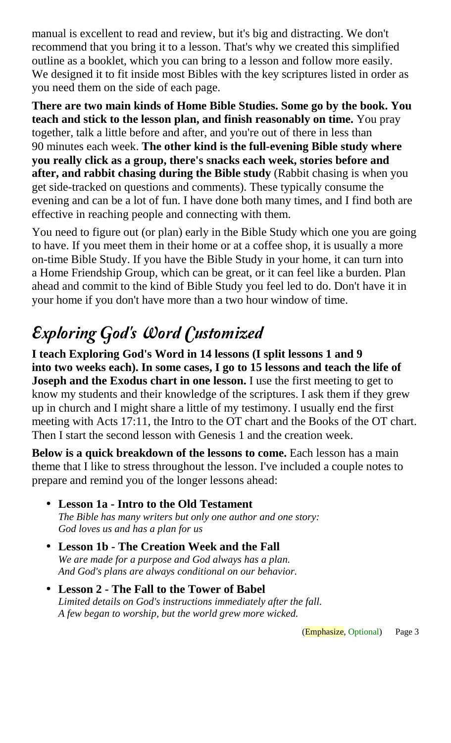manual is excellent to read and review, but it's big and distracting. We don't recommend that you bring it to a lesson. That's why we created this simplified outline as a booklet, which you can bring to a lesson and follow more easily. We designed it to fit inside most Bibles with the key scriptures listed in order as you need them on the side of each page.

**There are two main kinds of Home Bible Studies. Some go by the book. You teach and stick to the lesson plan, and finish reasonably on time.** You pray together, talk a little before and after, and you're out of there in less than 90 minutes each week. **The other kind is the full-evening Bible study where you really click as a group, there's snacks each week, stories before and after, and rabbit chasing during the Bible study** (Rabbit chasing is when you get side-tracked on questions and comments). These typically consume the evening and can be a lot of fun. I have done both many times, and I find both are effective in reaching people and connecting with them.

You need to figure out (or plan) early in the Bible Study which one you are going to have. If you meet them in their home or at a coffee shop, it is usually a more on-time Bible Study. If you have the Bible Study in your home, it can turn into a Home Friendship Group, which can be great, or it can feel like a burden. Plan ahead and commit to the kind of Bible Study you feel led to do. Don't have it in your home if you don't have more than a two hour window of time.

## Exploring God's Word Customized

**I teach Exploring God's Word in 14 lessons (I split lessons 1 and 9 into two weeks each). In some cases, I go to 15 lessons and teach the life of Joseph and the Exodus chart in one lesson.** I use the first meeting to get to know my students and their knowledge of the scriptures. I ask them if they grew up in church and I might share a little of my testimony. I usually end the first meeting with Acts 17:11, the Intro to the OT chart and the Books of the OT chart. Then I start the second lesson with Genesis 1 and the creation week.

**Below is a quick breakdown of the lessons to come.** Each lesson has a main theme that I like to stress throughout the lesson. I've included a couple notes to prepare and remind you of the longer lessons ahead:

- **Lesson 1a - Intro to the Old Testament**
  *The Bible has many writers but only one author and one story: God loves us and has a plan for us*
- **Lesson 1b - The Creation Week and the Fall**
  *We are made for a purpose and God always has a plan. And God's plans are always conditional on our behavior.*
- **Lesson 2 - The Fall to the Tower of Babel**
  *Limited details on God's instructions immediately after the fall. A few began to worship, but the world grew more wicked.*

(Emphasize, Optional)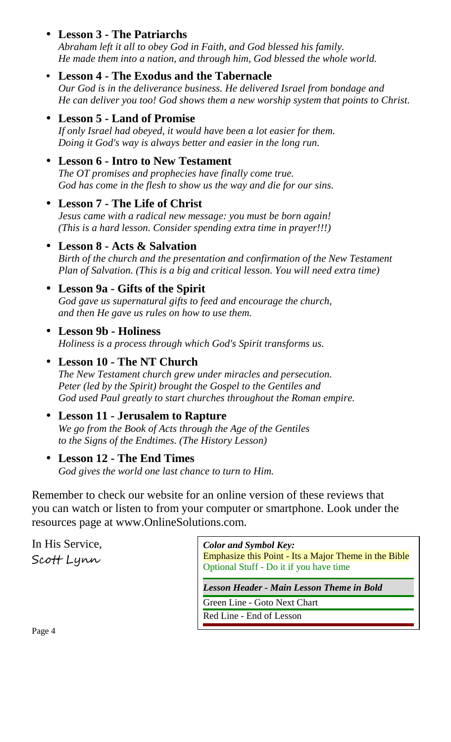- **Lesson 3 - The Patriarchs**
  *Abraham left it all to obey God in Faith, and God blessed his family. He made them into a nation, and through him, God blessed the whole world.*
- **Lesson 4 - The Exodus and the Tabernacle**
  *Our God is in the deliverance business. He delivered Israel from bondage and He can deliver you too! God shows them a new worship system that points to Christ.*
- **Lesson 5 - Land of Promise**
  *If only Israel had obeyed, it would have been a lot easier for them. Doing it God's way is always better and easier in the long run.*
- **Lesson 6 - Intro to New Testament**
  *The OT promises and prophecies have finally come true. God has come in the flesh to show us the way and die for our sins.*
- **Lesson 7 - The Life of Christ**
  *Jesus came with a radical new message: you must be born again! (This is a hard lesson. Consider spending extra time in prayer!!!)*
- **Lesson 8 - Acts & Salvation**
  *Birth of the church and the presentation and confirmation of the New Testament Plan of Salvation. (This is a big and critical lesson. You will need extra time)*
- **Lesson 9a - Gifts of the Spirit**
  *God gave us supernatural gifts to feed and encourage the church, and then He gave us rules on how to use them.*
- **Lesson 9b - Holiness**
  *Holiness is a process through which God's Spirit transforms us.*
- **Lesson 10 - The NT Church**
  *The New Testament church grew under miracles and persecution. Peter (led by the Spirit) brought the Gospel to the Gentiles and God used Paul greatly to start churches throughout the Roman empire.*
- **Lesson 11 - Jerusalem to Rapture**
  *We go from the Book of Acts through the Age of the Gentiles to the Signs of the Endtimes. (The History Lesson)*
- **Lesson 12 - The End Times**
  *God gives the world one last chance to turn to Him.*

Remember to check our website for an online version of these reviews that you can watch or listen to from your computer or smartphone. Look under the resources page at www.OnlineSolutions.com.

In His Service,
Scott Lynn

***Color and Symbol Key:***
Emphasize this Point - Its a Major Theme in the Bible
Optional Stuff - Do it if you have time

***Lesson Header - Main Lesson Theme in Bold***

Green Line - Goto Next Chart

Red Line - End of Lesson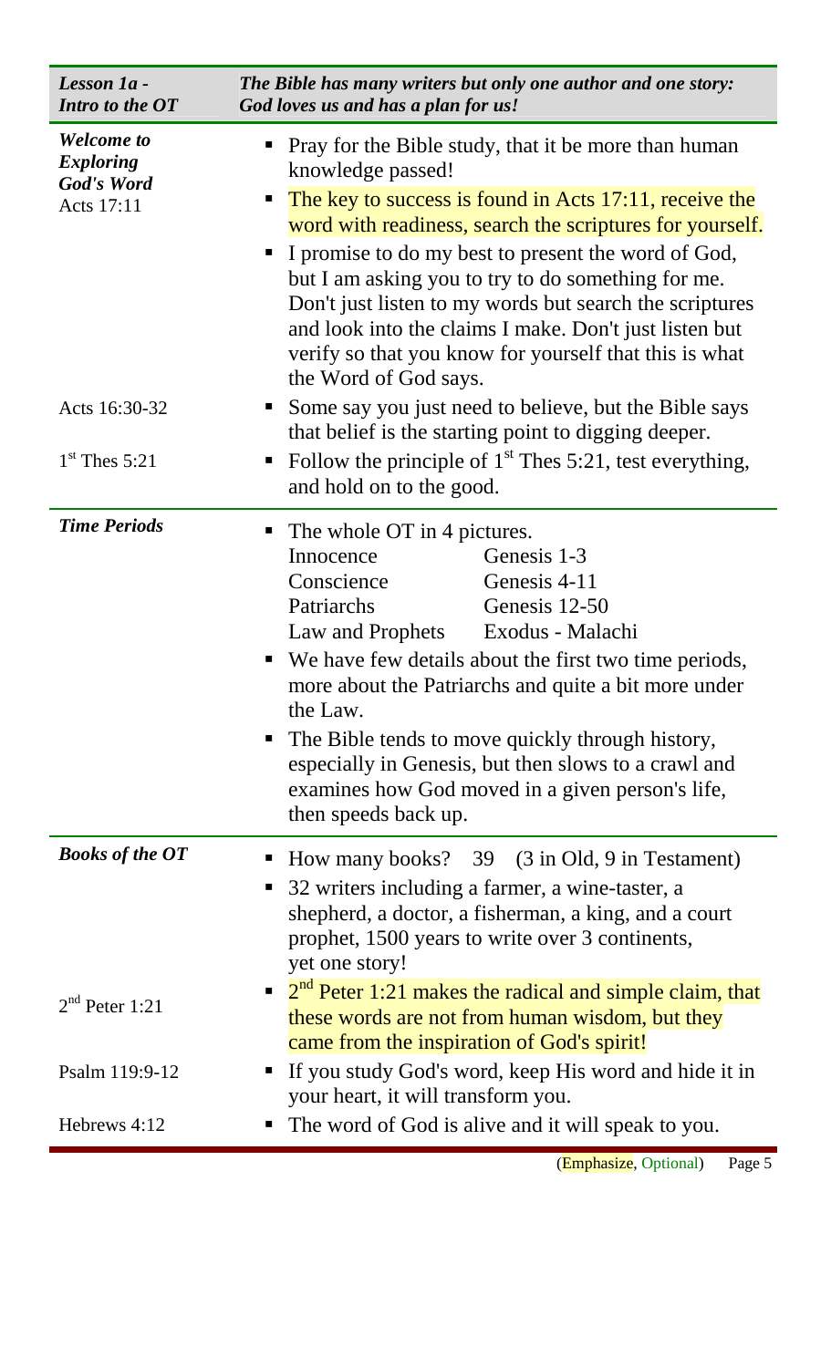| *Lesson 1a - Intro to the OT* | *The Bible has many writers but only one author and one story: God loves us and has a plan for us!* |
|---|---|
| ***Welcome to Exploring God's Word*** Acts 17:11 | ▪ Pray for the Bible study, that it be more than human knowledge passed!<br>▪ The key to success is found in Acts 17:11, receive the word with readiness, search the scriptures for yourself.<br>▪ I promise to do my best to present the word of God, but I am asking you to try to do something for me. Don't just listen to my words but search the scriptures and look into the claims I make. Don't just listen but verify so that you know for yourself that this is what the Word of God says. |
| Acts 16:30-32 | ▪ Some say you just need to believe, but the Bible says that belief is the starting point to digging deeper. |
| 1st Thes 5:21 | ▪ Follow the principle of 1st Thes 5:21, test everything, and hold on to the good. |
| ***Time Periods*** | ▪ The whole OT in 4 pictures.<br>Innocence — Genesis 1-3<br>Conscience — Genesis 4-11<br>Patriarchs — Genesis 12-50<br>Law and Prophets — Exodus - Malachi<br>▪ We have few details about the first two time periods, more about the Patriarchs and quite a bit more under the Law.<br>▪ The Bible tends to move quickly through history, especially in Genesis, but then slows to a crawl and examines how God moved in a given person's life, then speeds back up. |
| ***Books of the OT*** | ▪ How many books? 39 (3 in Old, 9 in Testament)<br>▪ 32 writers including a farmer, a wine-taster, a shepherd, a doctor, a fisherman, a king, and a court prophet, 1500 years to write over 3 continents, yet one story! |
| 2nd Peter 1:21 | ▪ 2nd Peter 1:21 makes the radical and simple claim, that these words are not from human wisdom, but they came from the inspiration of God's spirit! |
| Psalm 119:9-12 | ▪ If you study God's word, keep His word and hide it in your heart, it will transform you. |
| Hebrews 4:12 | ▪ The word of God is alive and it will speak to you. |

(Emphasize, Optional)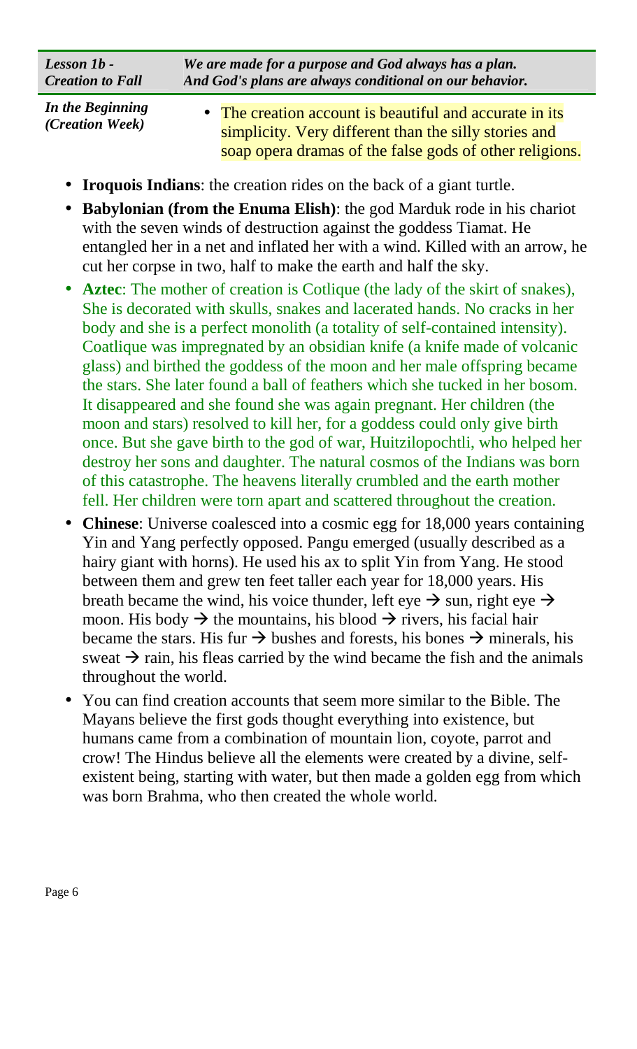| *Lesson 1b - Creation to Fall* | *We are made for a purpose and God always has a plan. And God's plans are always conditional on our behavior.* |
| --- | --- |

***In the Beginning (Creation Week)***

- The creation account is beautiful and accurate in its simplicity. Very different than the silly stories and soap opera dramas of the false gods of other religions.

- **Iroquois Indians**: the creation rides on the back of a giant turtle.
- **Babylonian (from the Enuma Elish)**: the god Marduk rode in his chariot with the seven winds of destruction against the goddess Tiamat. He entangled her in a net and inflated her with a wind. Killed with an arrow, he cut her corpse in two, half to make the earth and half the sky.
- **Aztec**: The mother of creation is Cotlique (the lady of the skirt of snakes), She is decorated with skulls, snakes and lacerated hands. No cracks in her body and she is a perfect monolith (a totality of self-contained intensity). Coatlique was impregnated by an obsidian knife (a knife made of volcanic glass) and birthed the goddess of the moon and her male offspring became the stars. She later found a ball of feathers which she tucked in her bosom. It disappeared and she found she was again pregnant. Her children (the moon and stars) resolved to kill her, for a goddess could only give birth once. But she gave birth to the god of war, Huitzilopochtli, who helped her destroy her sons and daughter. The natural cosmos of the Indians was born of this catastrophe. The heavens literally crumbled and the earth mother fell. Her children were torn apart and scattered throughout the creation.
- **Chinese**: Universe coalesced into a cosmic egg for 18,000 years containing Yin and Yang perfectly opposed. Pangu emerged (usually described as a hairy giant with horns). He used his ax to split Yin from Yang. He stood between them and grew ten feet taller each year for 18,000 years. His breath became the wind, his voice thunder, left eye → sun, right eye → moon. His body → the mountains, his blood → rivers, his facial hair became the stars. His fur → bushes and forests, his bones → minerals, his sweat → rain, his fleas carried by the wind became the fish and the animals throughout the world.
- You can find creation accounts that seem more similar to the Bible. The Mayans believe the first gods thought everything into existence, but humans came from a combination of mountain lion, coyote, parrot and crow! The Hindus believe all the elements were created by a divine, self-existent being, starting with water, but then made a golden egg from which was born Brahma, who then created the whole world.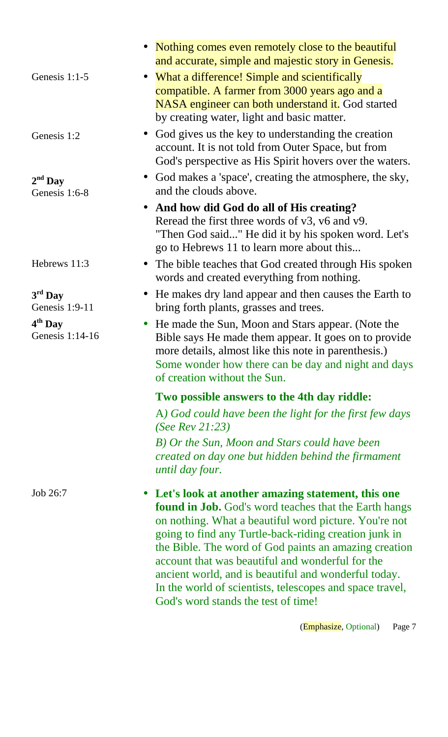- Nothing comes even remotely close to the beautiful and accurate, simple and majestic story in Genesis.

Genesis 1:1-5

- What a difference! Simple and scientifically compatible. A farmer from 3000 years ago and a NASA engineer can both understand it. God started by creating water, light and basic matter.

Genesis 1:2

- God gives us the key to understanding the creation account. It is not told from Outer Space, but from God's perspective as His Spirit hovers over the waters.

**2nd Day**
Genesis 1:6-8

- God makes a 'space', creating the atmosphere, the sky, and the clouds above.
- **And how did God do all of His creating?** Reread the first three words of v3, v6 and v9. "Then God said..." He did it by his spoken word. Let's go to Hebrews 11 to learn more about this...

Hebrews 11:3

- The bible teaches that God created through His spoken words and created everything from nothing.

**3rd Day**
Genesis 1:9-11

- He makes dry land appear and then causes the Earth to bring forth plants, grasses and trees.

**4th Day**
Genesis 1:14-16

- He made the Sun, Moon and Stars appear. (Note the Bible says He made them appear. It goes on to provide more details, almost like this note in parenthesis.) Some wonder how there can be day and night and days of creation without the Sun.

**Two possible answers to the 4th day riddle:**

A*) God could have been the light for the first few days (See Rev 21:23)*

*B) Or the Sun, Moon and Stars could have been created on day one but hidden behind the firmament until day four.*

Job 26:7

- **Let's look at another amazing statement, this one found in Job.** God's word teaches that the Earth hangs on nothing. What a beautiful word picture. You're not going to find any Turtle-back-riding creation junk in the Bible. The word of God paints an amazing creation account that was beautiful and wonderful for the ancient world, and is beautiful and wonderful today. In the world of scientists, telescopes and space travel, God's word stands the test of time!

(Emphasize, Optional)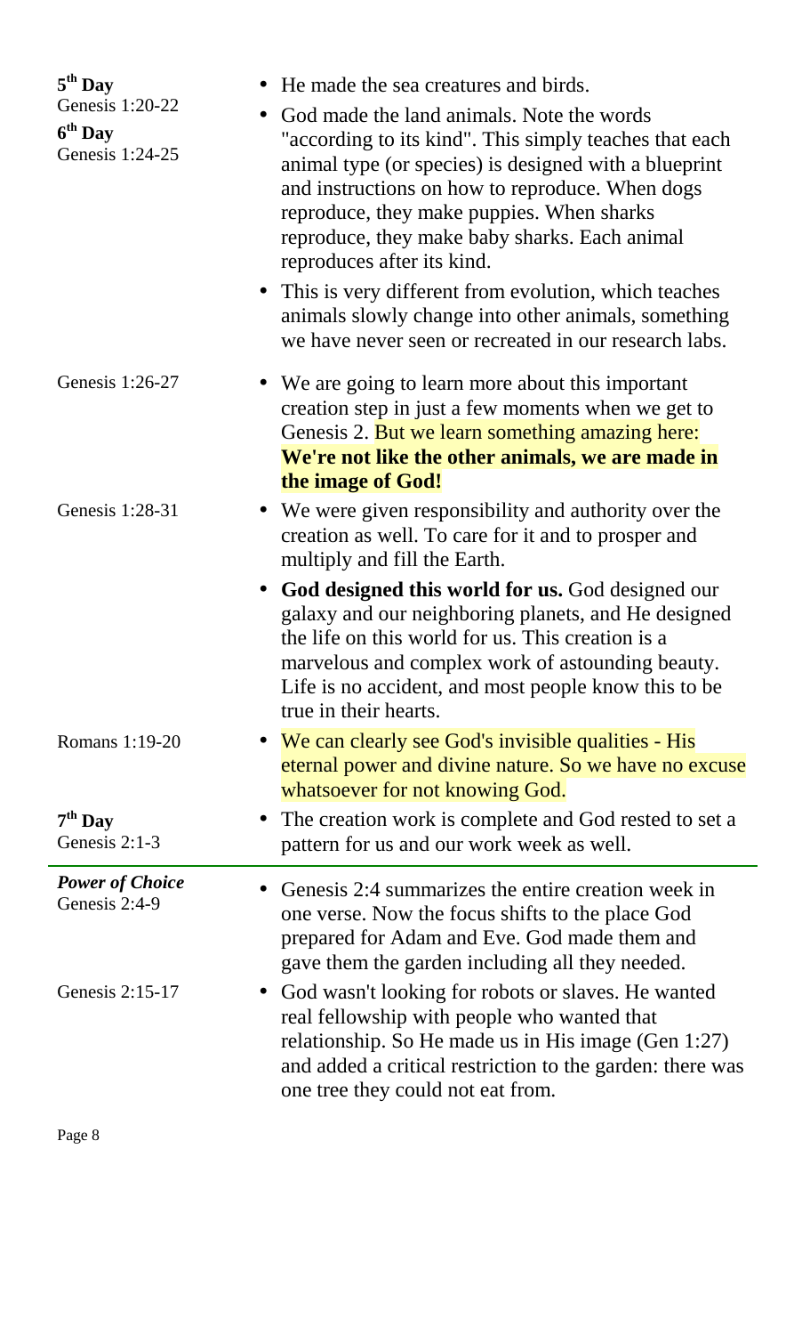**5th Day**
Genesis 1:20-22

- He made the sea creatures and birds.

**6th Day**
Genesis 1:24-25

- God made the land animals. Note the words "according to its kind". This simply teaches that each animal type (or species) is designed with a blueprint and instructions on how to reproduce. When dogs reproduce, they make puppies. When sharks reproduce, they make baby sharks. Each animal reproduces after its kind.
- This is very different from evolution, which teaches animals slowly change into other animals, something we have never seen or recreated in our research labs.

Genesis 1:26-27

- We are going to learn more about this important creation step in just a few moments when we get to Genesis 2. But we learn something amazing here: **We're not like the other animals, we are made in the image of God!**

Genesis 1:28-31

- We were given responsibility and authority over the creation as well. To care for it and to prosper and multiply and fill the Earth.
- **God designed this world for us.** God designed our galaxy and our neighboring planets, and He designed the life on this world for us. This creation is a marvelous and complex work of astounding beauty. Life is no accident, and most people know this to be true in their hearts.

Romans 1:19-20

- We can clearly see God's invisible qualities - His eternal power and divine nature. So we have no excuse whatsoever for not knowing God.

**7th Day**
Genesis 2:1-3

- The creation work is complete and God rested to set a pattern for us and our work week as well.

---

***Power of Choice***
Genesis 2:4-9

- Genesis 2:4 summarizes the entire creation week in one verse. Now the focus shifts to the place God prepared for Adam and Eve. God made them and gave them the garden including all they needed.

Genesis 2:15-17

- God wasn't looking for robots or slaves. He wanted real fellowship with people who wanted that relationship. So He made us in His image (Gen 1:27) and added a critical restriction to the garden: there was one tree they could not eat from.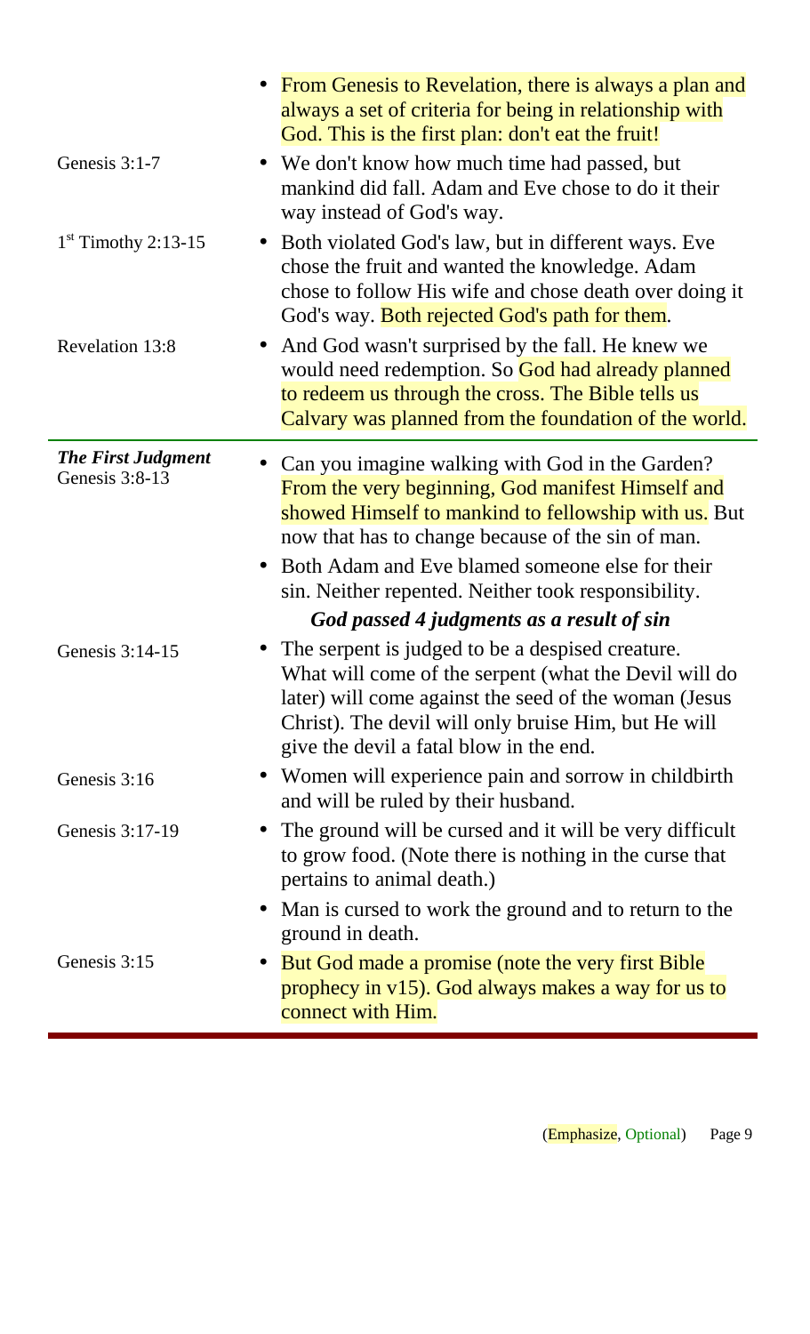- From Genesis to Revelation, there is always a plan and always a set of criteria for being in relationship with God. This is the first plan: don't eat the fruit!

Genesis 3:1-7

- We don't know how much time had passed, but mankind did fall. Adam and Eve chose to do it their way instead of God's way.

1st Timothy 2:13-15

- Both violated God's law, but in different ways. Eve chose the fruit and wanted the knowledge. Adam chose to follow His wife and chose death over doing it God's way. Both rejected God's path for them.

Revelation 13:8

- And God wasn't surprised by the fall. He knew we would need redemption. So God had already planned to redeem us through the cross. The Bible tells us Calvary was planned from the foundation of the world.

---

***The First Judgment***
Genesis 3:8-13

- Can you imagine walking with God in the Garden? From the very beginning, God manifest Himself and showed Himself to mankind to fellowship with us. But now that has to change because of the sin of man.
- Both Adam and Eve blamed someone else for their sin. Neither repented. Neither took responsibility.

***God passed 4 judgments as a result of sin***

Genesis 3:14-15

- The serpent is judged to be a despised creature. What will come of the serpent (what the Devil will do later) will come against the seed of the woman (Jesus Christ). The devil will only bruise Him, but He will give the devil a fatal blow in the end.

Genesis 3:16

- Women will experience pain and sorrow in childbirth and will be ruled by their husband.

Genesis 3:17-19

- The ground will be cursed and it will be very difficult to grow food. (Note there is nothing in the curse that pertains to animal death.)
- Man is cursed to work the ground and to return to the ground in death.

Genesis 3:15

- But God made a promise (note the very first Bible prophecy in v15). God always makes a way for us to connect with Him.

(Emphasize, Optional)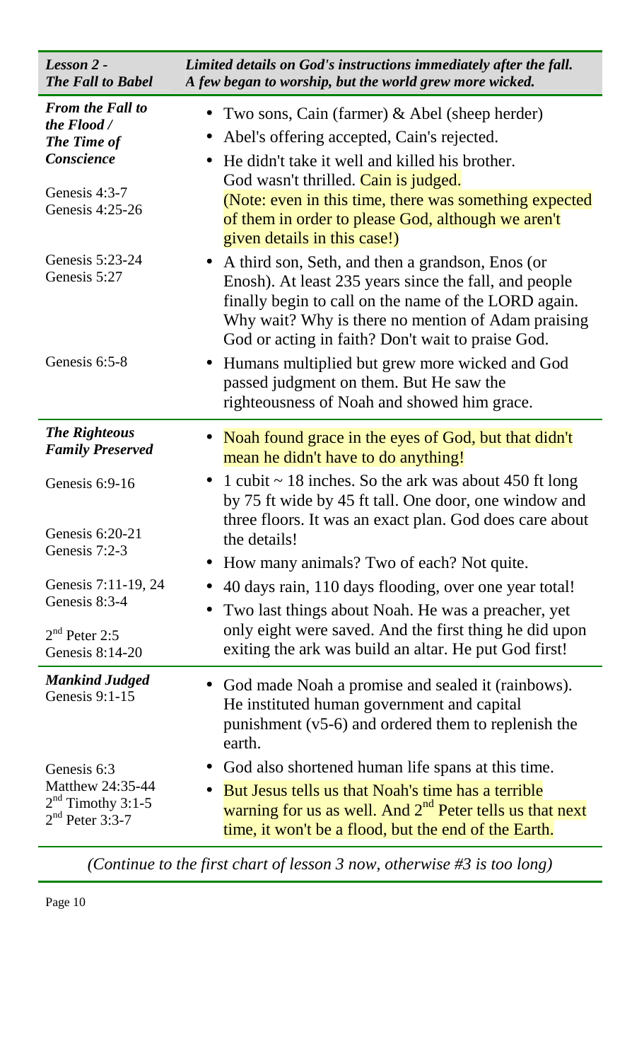| ***Lesson 2 - The Fall to Babel*** | ***Limited details on God's instructions immediately after the fall. A few began to worship, but the world grew more wicked.*** |
|---|---|
| ***From the Fall to the Flood / The Time of Conscience***<br><br>Genesis 4:3-7<br>Genesis 4:25-26 | • Two sons, Cain (farmer) & Abel (sheep herder)<br>• Abel's offering accepted, Cain's rejected.<br>• He didn't take it well and killed his brother. God wasn't thrilled. Cain is judged. (Note: even in this time, there was something expected of them in order to please God, although we aren't given details in this case!) |
| Genesis 5:23-24<br>Genesis 5:27 | • A third son, Seth, and then a grandson, Enos (or Enosh). At least 235 years since the fall, and people finally begin to call on the name of the LORD again. Why wait? Why is there no mention of Adam praising God or acting in faith? Don't wait to praise God. |
| Genesis 6:5-8 | • Humans multiplied but grew more wicked and God passed judgment on them. But He saw the righteousness of Noah and showed him grace. |
| ***The Righteous Family Preserved*** | • Noah found grace in the eyes of God, but that didn't mean he didn't have to do anything! |
| Genesis 6:9-16<br><br>Genesis 6:20-21<br>Genesis 7:2-3<br><br>Genesis 7:11-19, 24<br>Genesis 8:3-4<br><br>2nd Peter 2:5<br>Genesis 8:14-20 | • 1 cubit ~ 18 inches. So the ark was about 450 ft long by 75 ft wide by 45 ft tall. One door, one window and three floors. It was an exact plan. God does care about the details!<br>• How many animals? Two of each? Not quite.<br>• 40 days rain, 110 days flooding, over one year total!<br>• Two last things about Noah. He was a preacher, yet only eight were saved. And the first thing he did upon exiting the ark was build an altar. He put God first! |
| ***Mankind Judged***<br>Genesis 9:1-15 | • God made Noah a promise and sealed it (rainbows). He instituted human government and capital punishment (v5-6) and ordered them to replenish the earth. |
| Genesis 6:3<br>Matthew 24:35-44<br>2nd Timothy 3:1-5<br>2nd Peter 3:3-7 | • God also shortened human life spans at this time.<br>• But Jesus tells us that Noah's time has a terrible warning for us as well. And 2nd Peter tells us that next time, it won't be a flood, but the end of the Earth. |

*(Continue to the first chart of lesson 3 now, otherwise #3 is too long)*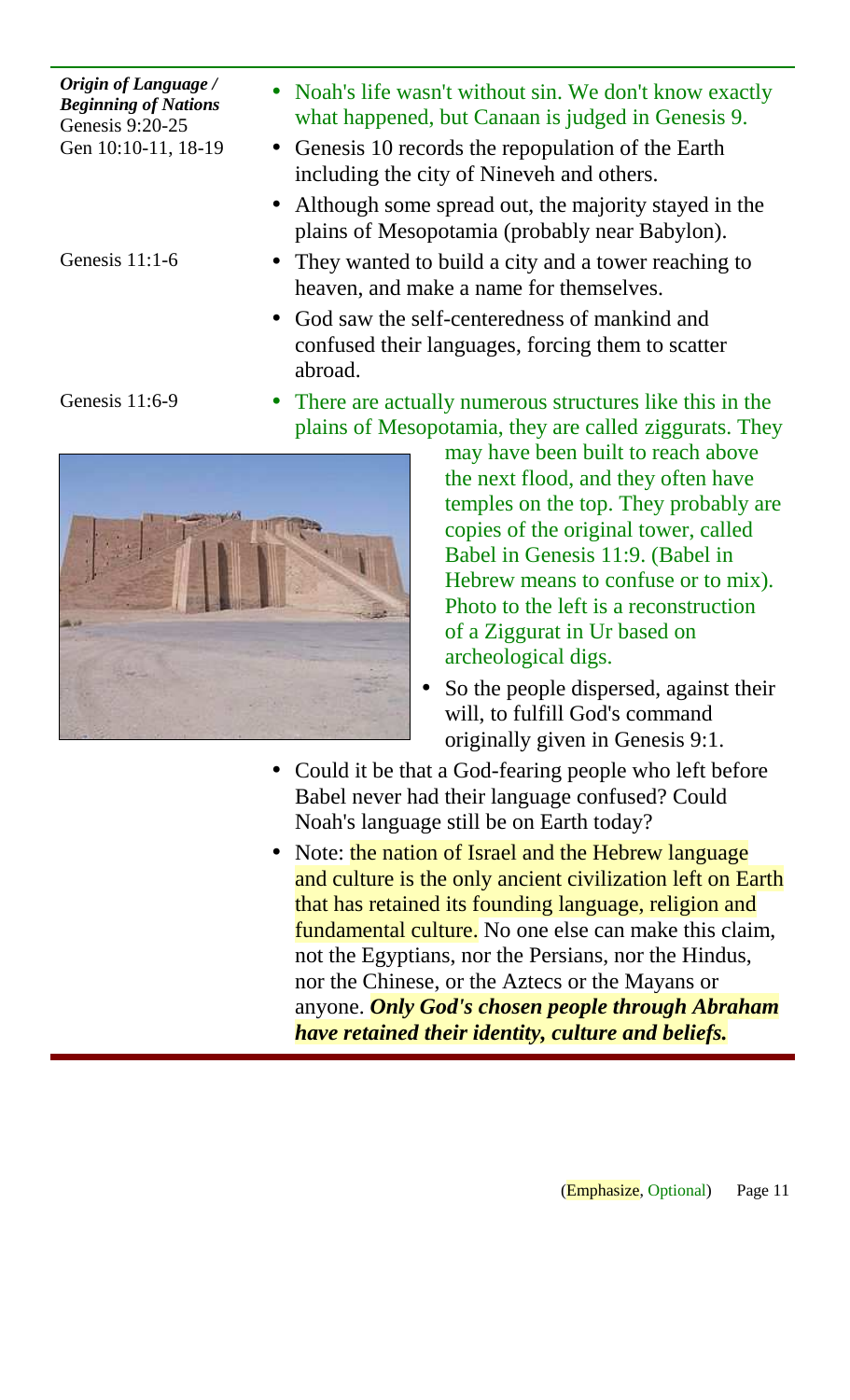***Origin of Language / Beginning of Nations***
Genesis 9:20-25
Gen 10:10-11, 18-19

- Noah's life wasn't without sin. We don't know exactly what happened, but Canaan is judged in Genesis 9.
- Genesis 10 records the repopulation of the Earth including the city of Nineveh and others.
- Although some spread out, the majority stayed in the plains of Mesopotamia (probably near Babylon).

Genesis 11:1-6

- They wanted to build a city and a tower reaching to heaven, and make a name for themselves.
- God saw the self-centeredness of mankind and confused their languages, forcing them to scatter abroad.

Genesis 11:6-9

- There are actually numerous structures like this in the plains of Mesopotamia, they are called ziggurats. They may have been built to reach above the next flood, and they often have temples on the top. They probably are copies of the original tower, called Babel in Genesis 11:9. (Babel in Hebrew means to confuse or to mix). Photo to the left is a reconstruction of a Ziggurat in Ur based on archeological digs.
- So the people dispersed, against their will, to fulfill God's command originally given in Genesis 9:1.
- Could it be that a God-fearing people who left before Babel never had their language confused? Could Noah's language still be on Earth today?
- Note: the nation of Israel and the Hebrew language and culture is the only ancient civilization left on Earth that has retained its founding language, religion and fundamental culture. No one else can make this claim, not the Egyptians, nor the Persians, nor the Hindus, nor the Chinese, or the Aztecs or the Mayans or anyone. ***Only God's chosen people through Abraham have retained their identity, culture and beliefs.***

(Emphasize, Optional)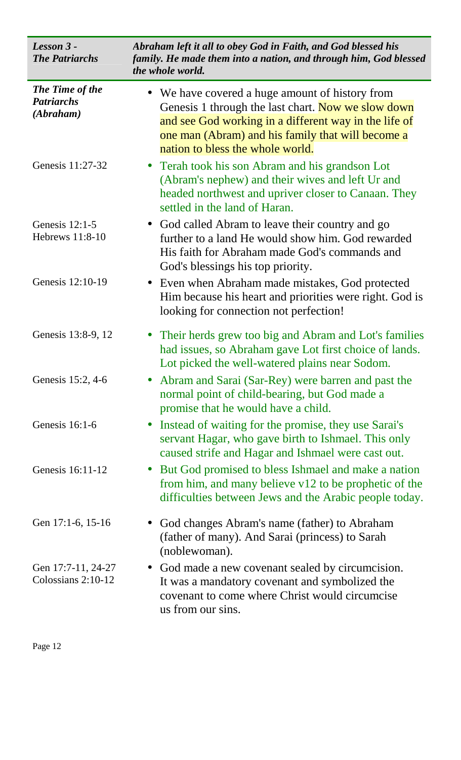| *Lesson 3 - The Patriarchs* | *Abraham left it all to obey God in Faith, and God blessed his family. He made them into a nation, and through him, God blessed the whole world.* |
| --- | --- |
| ***The Time of the Patriarchs (Abraham)*** | • We have covered a huge amount of history from Genesis 1 through the last chart. Now we slow down and see God working in a different way in the life of one man (Abram) and his family that will become a nation to bless the whole world. |
| Genesis 11:27-32 | • Terah took his son Abram and his grandson Lot (Abram's nephew) and their wives and left Ur and headed northwest and upriver closer to Canaan. They settled in the land of Haran. |
| Genesis 12:1-5<br>Hebrews 11:8-10 | • God called Abram to leave their country and go further to a land He would show him. God rewarded His faith for Abraham made God's commands and God's blessings his top priority. |
| Genesis 12:10-19 | • Even when Abraham made mistakes, God protected Him because his heart and priorities were right. God is looking for connection not perfection! |
| Genesis 13:8-9, 12 | • Their herds grew too big and Abram and Lot's families had issues, so Abraham gave Lot first choice of lands. Lot picked the well-watered plains near Sodom. |
| Genesis 15:2, 4-6 | • Abram and Sarai (Sar-Rey) were barren and past the normal point of child-bearing, but God made a promise that he would have a child. |
| Genesis 16:1-6 | • Instead of waiting for the promise, they use Sarai's servant Hagar, who gave birth to Ishmael. This only caused strife and Hagar and Ishmael were cast out. |
| Genesis 16:11-12 | • But God promised to bless Ishmael and make a nation from him, and many believe v12 to be prophetic of the difficulties between Jews and the Arabic people today. |
| Gen 17:1-6, 15-16 | • God changes Abram's name (father) to Abraham (father of many). And Sarai (princess) to Sarah (noblewoman). |
| Gen 17:7-11, 24-27<br>Colossians 2:10-12 | • God made a new covenant sealed by circumcision. It was a mandatory covenant and symbolized the covenant to come where Christ would circumcise us from our sins. |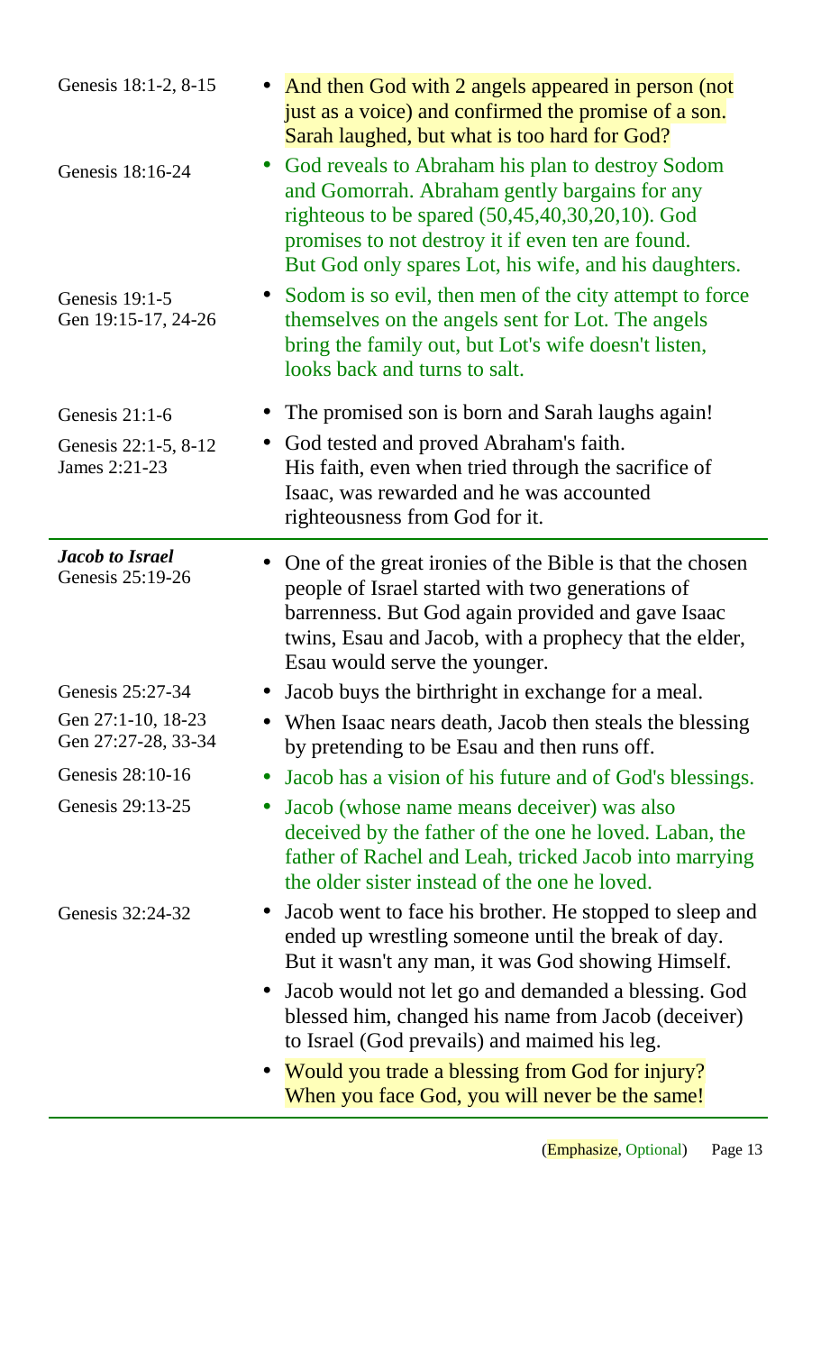| Reference | Notes |
| --- | --- |
| Genesis 18:1-2, 8-15 | • And then God with 2 angels appeared in person (not just as a voice) and confirmed the promise of a son. Sarah laughed, but what is too hard for God? |
| Genesis 18:16-24 | • God reveals to Abraham his plan to destroy Sodom and Gomorrah. Abraham gently bargains for any righteous to be spared (50,45,40,30,20,10). God promises to not destroy it if even ten are found. But God only spares Lot, his wife, and his daughters. |
| Genesis 19:1-5<br>Gen 19:15-17, 24-26 | • Sodom is so evil, then men of the city attempt to force themselves on the angels sent for Lot. The angels bring the family out, but Lot's wife doesn't listen, looks back and turns to salt. |
| Genesis 21:1-6 | • The promised son is born and Sarah laughs again! |
| Genesis 22:1-5, 8-12<br>James 2:21-23 | • God tested and proved Abraham's faith.<br>His faith, even when tried through the sacrifice of Isaac, was rewarded and he was accounted righteousness from God for it. |
| ***Jacob to Israel***<br>Genesis 25:19-26 | • One of the great ironies of the Bible is that the chosen people of Israel started with two generations of barrenness. But God again provided and gave Isaac twins, Esau and Jacob, with a prophecy that the elder, Esau would serve the younger. |
| Genesis 25:27-34 | • Jacob buys the birthright in exchange for a meal. |
| Gen 27:1-10, 18-23<br>Gen 27:27-28, 33-34 | • When Isaac nears death, Jacob then steals the blessing by pretending to be Esau and then runs off. |
| Genesis 28:10-16 | • Jacob has a vision of his future and of God's blessings. |
| Genesis 29:13-25 | • Jacob (whose name means deceiver) was also deceived by the father of the one he loved. Laban, the father of Rachel and Leah, tricked Jacob into marrying the older sister instead of the one he loved. |
| Genesis 32:24-32 | • Jacob went to face his brother. He stopped to sleep and ended up wrestling someone until the break of day. But it wasn't any man, it was God showing Himself.<br>• Jacob would not let go and demanded a blessing. God blessed him, changed his name from Jacob (deceiver) to Israel (God prevails) and maimed his leg.<br>• Would you trade a blessing from God for injury? When you face God, you will never be the same! |

(Emphasize, Optional)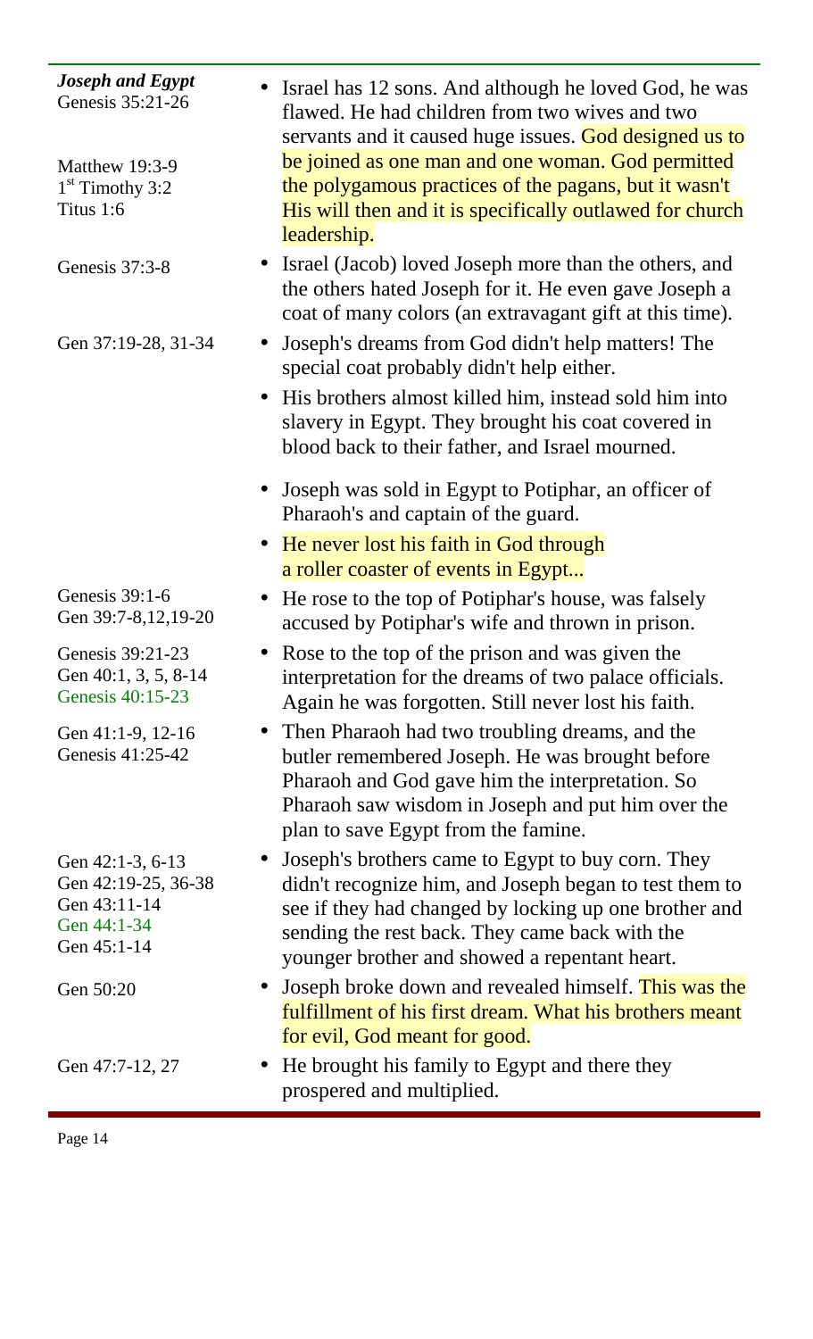| ***Joseph and Egypt*** Genesis 35:21-26 Matthew 19:3-9 1st Timothy 3:2 Titus 1:6 | • Israel has 12 sons. And although he loved God, he was flawed. He had children from two wives and two servants and it caused huge issues. God designed us to be joined as one man and one woman. God permitted the polygamous practices of the pagans, but it wasn't His will then and it is specifically outlawed for church leadership. |
| --- | --- |
| Genesis 37:3-8 | • Israel (Jacob) loved Joseph more than the others, and the others hated Joseph for it. He even gave Joseph a coat of many colors (an extravagant gift at this time). |
| Gen 37:19-28, 31-34 | • Joseph's dreams from God didn't help matters! The special coat probably didn't help either. • His brothers almost killed him, instead sold him into slavery in Egypt. They brought his coat covered in blood back to their father, and Israel mourned. |
| | • Joseph was sold in Egypt to Potiphar, an officer of Pharaoh's and captain of the guard. • He never lost his faith in God through a roller coaster of events in Egypt... |
| Genesis 39:1-6 Gen 39:7-8,12,19-20 | • He rose to the top of Potiphar's house, was falsely accused by Potiphar's wife and thrown in prison. |
| Genesis 39:21-23 Gen 40:1, 3, 5, 8-14 Genesis 40:15-23 | • Rose to the top of the prison and was given the interpretation for the dreams of two palace officials. Again he was forgotten. Still never lost his faith. |
| Gen 41:1-9, 12-16 Genesis 41:25-42 | • Then Pharaoh had two troubling dreams, and the butler remembered Joseph. He was brought before Pharaoh and God gave him the interpretation. So Pharaoh saw wisdom in Joseph and put him over the plan to save Egypt from the famine. |
| Gen 42:1-3, 6-13 Gen 42:19-25, 36-38 Gen 43:11-14 Gen 44:1-34 Gen 45:1-14 | • Joseph's brothers came to Egypt to buy corn. They didn't recognize him, and Joseph began to test them to see if they had changed by locking up one brother and sending the rest back. They came back with the younger brother and showed a repentant heart. |
| Gen 50:20 | • Joseph broke down and revealed himself. This was the fulfillment of his first dream. What his brothers meant for evil, God meant for good. |
| Gen 47:7-12, 27 | • He brought his family to Egypt and there they prospered and multiplied. |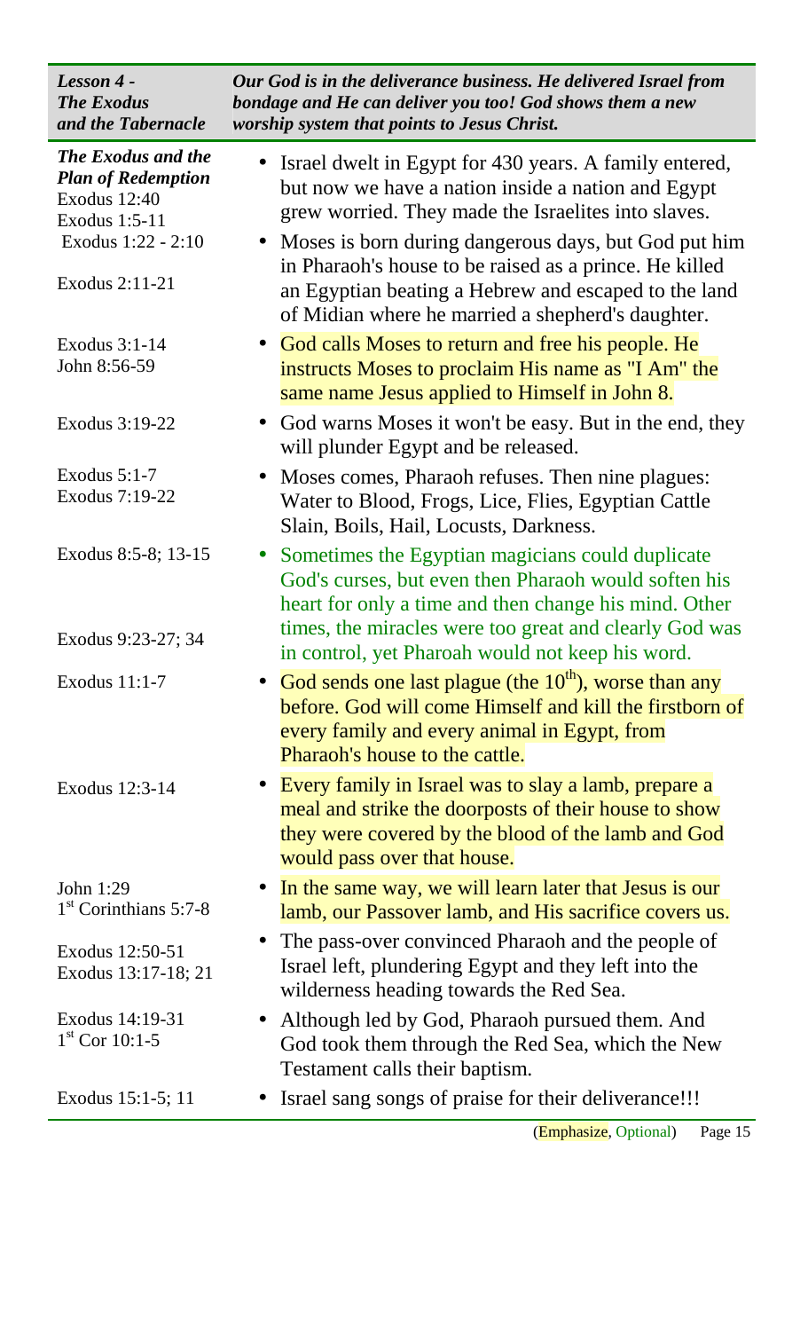| *Lesson 4 - The Exodus and the Tabernacle* | ***Our God is in the deliverance business. He delivered Israel from bondage and He can deliver you too! God shows them a new worship system that points to Jesus Christ.*** |
|---|---|
| ***The Exodus and the Plan of Redemption*** Exodus 12:40 Exodus 1:5-11 Exodus 1:22 - 2:10 Exodus 2:11-21 | • Israel dwelt in Egypt for 430 years. A family entered, but now we have a nation inside a nation and Egypt grew worried. They made the Israelites into slaves. • Moses is born during dangerous days, but God put him in Pharaoh's house to be raised as a prince. He killed an Egyptian beating a Hebrew and escaped to the land of Midian where he married a shepherd's daughter. |
| Exodus 3:1-14 John 8:56-59 | • God calls Moses to return and free his people. He instructs Moses to proclaim His name as "I Am" the same name Jesus applied to Himself in John 8. |
| Exodus 3:19-22 | • God warns Moses it won't be easy. But in the end, they will plunder Egypt and be released. |
| Exodus 5:1-7 Exodus 7:19-22 | • Moses comes, Pharaoh refuses. Then nine plagues: Water to Blood, Frogs, Lice, Flies, Egyptian Cattle Slain, Boils, Hail, Locusts, Darkness. |
| Exodus 8:5-8; 13-15 Exodus 9:23-27; 34 | • Sometimes the Egyptian magicians could duplicate God's curses, but even then Pharaoh would soften his heart for only a time and then change his mind. Other times, the miracles were too great and clearly God was in control, yet Pharoah would not keep his word. |
| Exodus 11:1-7 | • God sends one last plague (the 10th), worse than any before. God will come Himself and kill the firstborn of every family and every animal in Egypt, from Pharaoh's house to the cattle. |
| Exodus 12:3-14 | • Every family in Israel was to slay a lamb, prepare a meal and strike the doorposts of their house to show they were covered by the blood of the lamb and God would pass over that house. |
| John 1:29 1st Corinthians 5:7-8 | • In the same way, we will learn later that Jesus is our lamb, our Passover lamb, and His sacrifice covers us. |
| Exodus 12:50-51 Exodus 13:17-18; 21 | • The pass-over convinced Pharaoh and the people of Israel left, plundering Egypt and they left into the wilderness heading towards the Red Sea. |
| Exodus 14:19-31 1st Cor 10:1-5 | • Although led by God, Pharaoh pursued them. And God took them through the Red Sea, which the New Testament calls their baptism. |
| Exodus 15:1-5; 11 | • Israel sang songs of praise for their deliverance!!! |

(Emphasize, Optional)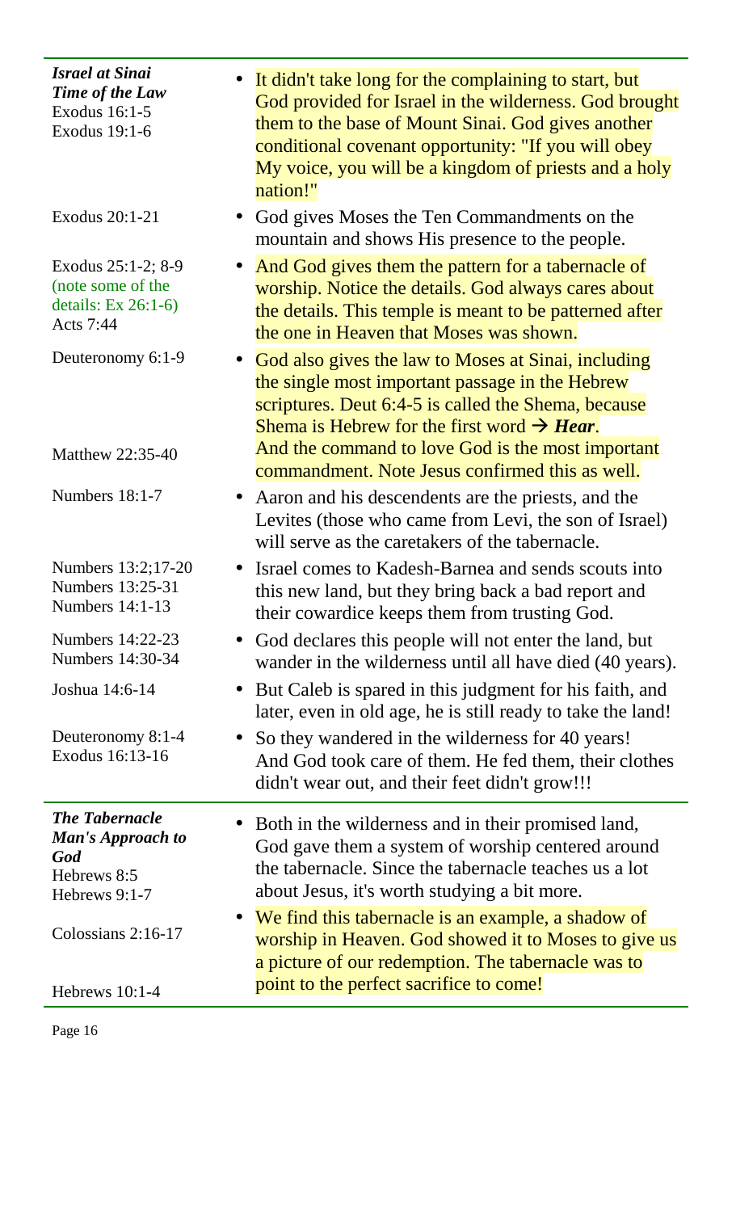| | |
|---|---|
| ***Israel at Sinai*** <br> ***Time of the Law*** <br> Exodus 16:1-5 <br> Exodus 19:1-6 | • It didn't take long for the complaining to start, but God provided for Israel in the wilderness. God brought them to the base of Mount Sinai. God gives another conditional covenant opportunity: "If you will obey My voice, you will be a kingdom of priests and a holy nation!" |
| Exodus 20:1-21 | • God gives Moses the Ten Commandments on the mountain and shows His presence to the people. |
| Exodus 25:1-2; 8-9 <br> (note some of the details: Ex 26:1-6) <br> Acts 7:44 | • And God gives them the pattern for a tabernacle of worship. Notice the details. God always cares about the details. This temple is meant to be patterned after the one in Heaven that Moses was shown. |
| Deuteronomy 6:1-9 <br><br> Matthew 22:35-40 | • God also gives the law to Moses at Sinai, including the single most important passage in the Hebrew scriptures. Deut 6:4-5 is called the Shema, because Shema is Hebrew for the first word → ***Hear***. And the command to love God is the most important commandment. Note Jesus confirmed this as well. |
| Numbers 18:1-7 | • Aaron and his descendents are the priests, and the Levites (those who came from Levi, the son of Israel) will serve as the caretakers of the tabernacle. |
| Numbers 13:2;17-20 <br> Numbers 13:25-31 <br> Numbers 14:1-13 | • Israel comes to Kadesh-Barnea and sends scouts into this new land, but they bring back a bad report and their cowardice keeps them from trusting God. |
| Numbers 14:22-23 <br> Numbers 14:30-34 | • God declares this people will not enter the land, but wander in the wilderness until all have died (40 years). |
| Joshua 14:6-14 | • But Caleb is spared in this judgment for his faith, and later, even in old age, he is still ready to take the land! |
| Deuteronomy 8:1-4 <br> Exodus 16:13-16 | • So they wandered in the wilderness for 40 years! And God took care of them. He fed them, their clothes didn't wear out, and their feet didn't grow!!! |
| ***The Tabernacle*** <br> ***Man's Approach to God*** <br> Hebrews 8:5 <br> Hebrews 9:1-7 | • Both in the wilderness and in their promised land, God gave them a system of worship centered around the tabernacle. Since the tabernacle teaches us a lot about Jesus, it's worth studying a bit more. |
| Colossians 2:16-17 <br><br> Hebrews 10:1-4 | • We find this tabernacle is an example, a shadow of worship in Heaven. God showed it to Moses to give us a picture of our redemption. The tabernacle was to point to the perfect sacrifice to come! |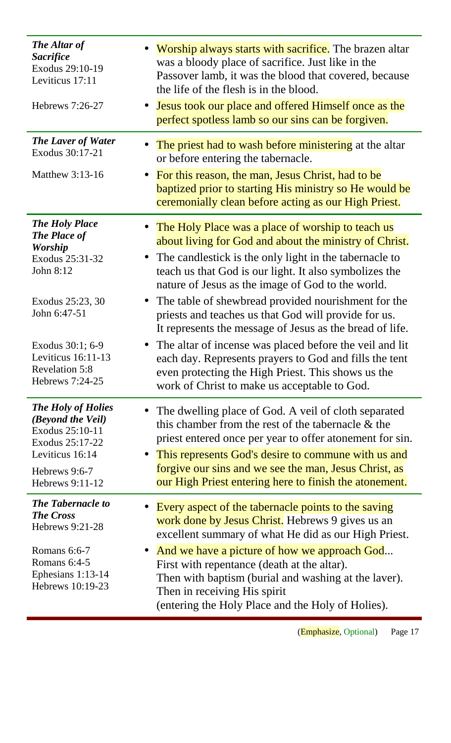| | |
|---|---|
| ***The Altar of Sacrifice***<br>Exodus 29:10-19<br>Leviticus 17:11<br><br>Hebrews 7:26-27 | • Worship always starts with sacrifice. The brazen altar was a bloody place of sacrifice. Just like in the Passover lamb, it was the blood that covered, because the life of the flesh is in the blood.<br>• Jesus took our place and offered Himself once as the perfect spotless lamb so our sins can be forgiven. |
| ***The Laver of Water***<br>Exodus 30:17-21<br><br>Matthew 3:13-16 | • The priest had to wash before ministering at the altar or before entering the tabernacle.<br>• For this reason, the man, Jesus Christ, had to be baptized prior to starting His ministry so He would be ceremonially clean before acting as our High Priest. |
| ***The Holy Place The Place of Worship***<br>Exodus 25:31-32<br>John 8:12<br><br>Exodus 25:23, 30<br>John 6:47-51<br><br>Exodus 30:1; 6-9<br>Leviticus 16:11-13<br>Revelation 5:8<br>Hebrews 7:24-25 | • The Holy Place was a place of worship to teach us about living for God and about the ministry of Christ.<br>• The candlestick is the only light in the tabernacle to teach us that God is our light. It also symbolizes the nature of Jesus as the image of God to the world.<br>• The table of shewbread provided nourishment for the priests and teaches us that God will provide for us. It represents the message of Jesus as the bread of life.<br>• The altar of incense was placed before the veil and lit each day. Represents prayers to God and fills the tent even protecting the High Priest. This shows us the work of Christ to make us acceptable to God. |
| ***The Holy of Holies (Beyond the Veil)***<br>Exodus 25:10-11<br>Exodus 25:17-22<br>Leviticus 16:14<br><br>Hebrews 9:6-7<br>Hebrews 9:11-12 | • The dwelling place of God. A veil of cloth separated this chamber from the rest of the tabernacle & the priest entered once per year to offer atonement for sin.<br>• This represents God's desire to commune with us and forgive our sins and we see the man, Jesus Christ, as our High Priest entering here to finish the atonement. |
| ***The Tabernacle to The Cross***<br>Hebrews 9:21-28<br><br>Romans 6:6-7<br>Romans 6:4-5<br>Ephesians 1:13-14<br>Hebrews 10:19-23 | • Every aspect of the tabernacle points to the saving work done by Jesus Christ. Hebrews 9 gives us an excellent summary of what He did as our High Priest.<br>• And we have a picture of how we approach God...<br>First with repentance (death at the altar).<br>Then with baptism (burial and washing at the laver).<br>Then in receiving His spirit<br>(entering the Holy Place and the Holy of Holies). |

(Emphasize, Optional)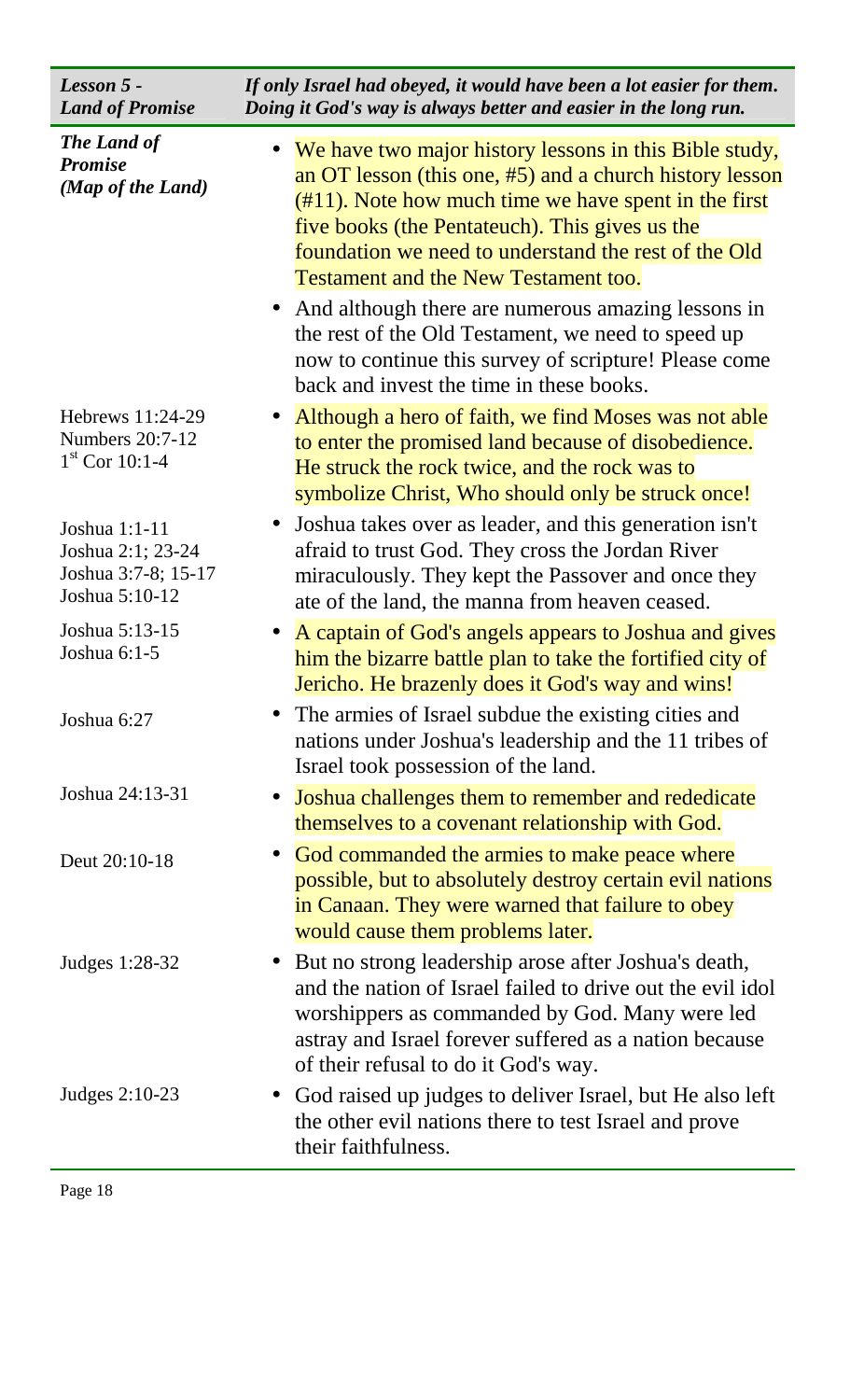| *Lesson 5 - Land of Promise* | *If only Israel had obeyed, it would have been a lot easier for them. Doing it God's way is always better and easier in the long run.* |
|---|---|
| *The Land of Promise (Map of the Land)* | • We have two major history lessons in this Bible study, an OT lesson (this one, #5) and a church history lesson (#11). Note how much time we have spent in the first five books (the Pentateuch). This gives us the foundation we need to understand the rest of the Old Testament and the New Testament too. |
| | • And although there are numerous amazing lessons in the rest of the Old Testament, we need to speed up now to continue this survey of scripture! Please come back and invest the time in these books. |
| Hebrews 11:24-29<br>Numbers 20:7-12<br>1st Cor 10:1-4 | • Although a hero of faith, we find Moses was not able to enter the promised land because of disobedience. He struck the rock twice, and the rock was to symbolize Christ, Who should only be struck once! |
| Joshua 1:1-11<br>Joshua 2:1; 23-24<br>Joshua 3:7-8; 15-17<br>Joshua 5:10-12 | • Joshua takes over as leader, and this generation isn't afraid to trust God. They cross the Jordan River miraculously. They kept the Passover and once they ate of the land, the manna from heaven ceased. |
| Joshua 5:13-15<br>Joshua 6:1-5 | • A captain of God's angels appears to Joshua and gives him the bizarre battle plan to take the fortified city of Jericho. He brazenly does it God's way and wins! |
| Joshua 6:27 | • The armies of Israel subdue the existing cities and nations under Joshua's leadership and the 11 tribes of Israel took possession of the land. |
| Joshua 24:13-31 | • Joshua challenges them to remember and rededicate themselves to a covenant relationship with God. |
| Deut 20:10-18 | • God commanded the armies to make peace where possible, but to absolutely destroy certain evil nations in Canaan. They were warned that failure to obey would cause them problems later. |
| Judges 1:28-32 | • But no strong leadership arose after Joshua's death, and the nation of Israel failed to drive out the evil idol worshippers as commanded by God. Many were led astray and Israel forever suffered as a nation because of their refusal to do it God's way. |
| Judges 2:10-23 | • God raised up judges to deliver Israel, but He also left the other evil nations there to test Israel and prove their faithfulness. |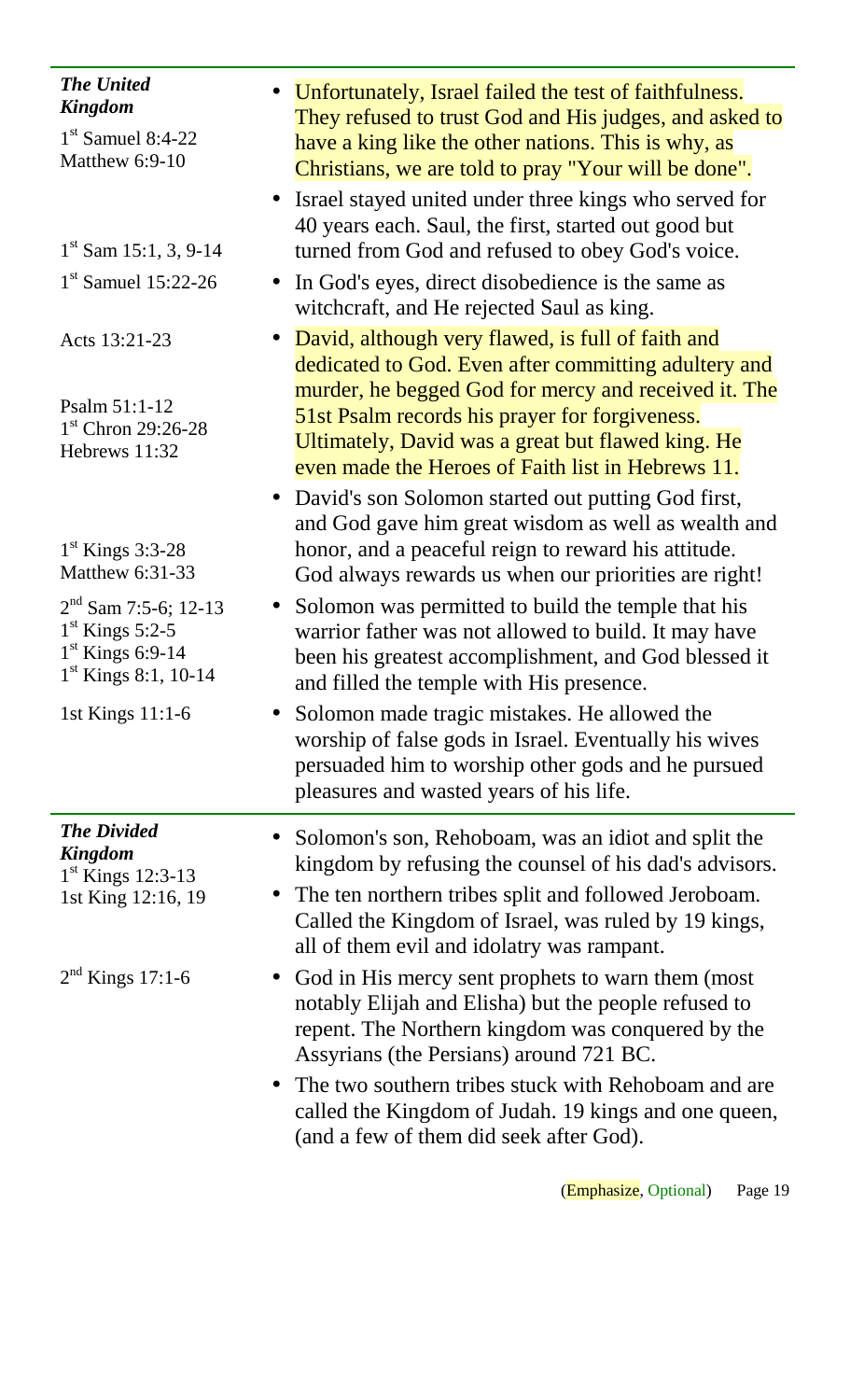| | |
|---|---|
| ***The United Kingdom*** <br> 1st Samuel 8:4-22 <br> Matthew 6:9-10 | • Unfortunately, Israel failed the test of faithfulness. They refused to trust God and His judges, and asked to have a king like the other nations. This is why, as Christians, we are told to pray "Your will be done". |
| 1st Sam 15:1, 3, 9-14 | • Israel stayed united under three kings who served for 40 years each. Saul, the first, started out good but turned from God and refused to obey God's voice. |
| 1st Samuel 15:22-26 | • In God's eyes, direct disobedience is the same as witchcraft, and He rejected Saul as king. |
| Acts 13:21-23 <br> Psalm 51:1-12 <br> 1st Chron 29:26-28 <br> Hebrews 11:32 | • David, although very flawed, is full of faith and dedicated to God. Even after committing adultery and murder, he begged God for mercy and received it. The 51st Psalm records his prayer for forgiveness. Ultimately, David was a great but flawed king. He even made the Heroes of Faith list in Hebrews 11. |
| 1st Kings 3:3-28 <br> Matthew 6:31-33 | • David's son Solomon started out putting God first, and God gave him great wisdom as well as wealth and honor, and a peaceful reign to reward his attitude. God always rewards us when our priorities are right! |
| 2nd Sam 7:5-6; 12-13 <br> 1st Kings 5:2-5 <br> 1st Kings 6:9-14 <br> 1st Kings 8:1, 10-14 | • Solomon was permitted to build the temple that his warrior father was not allowed to build. It may have been his greatest accomplishment, and God blessed it and filled the temple with His presence. |
| 1st Kings 11:1-6 | • Solomon made tragic mistakes. He allowed the worship of false gods in Israel. Eventually his wives persuaded him to worship other gods and he pursued pleasures and wasted years of his life. |
| ***The Divided Kingdom*** <br> 1st Kings 12:3-13 <br> 1st King 12:16, 19 | • Solomon's son, Rehoboam, was an idiot and split the kingdom by refusing the counsel of his dad's advisors. <br> • The ten northern tribes split and followed Jeroboam. Called the Kingdom of Israel, was ruled by 19 kings, all of them evil and idolatry was rampant. |
| 2nd Kings 17:1-6 | • God in His mercy sent prophets to warn them (most notably Elijah and Elisha) but the people refused to repent. The Northern kingdom was conquered by the Assyrians (the Persians) around 721 BC. <br> • The two southern tribes stuck with Rehoboam and are called the Kingdom of Judah. 19 kings and one queen, (and a few of them did seek after God). |

(Emphasize, Optional)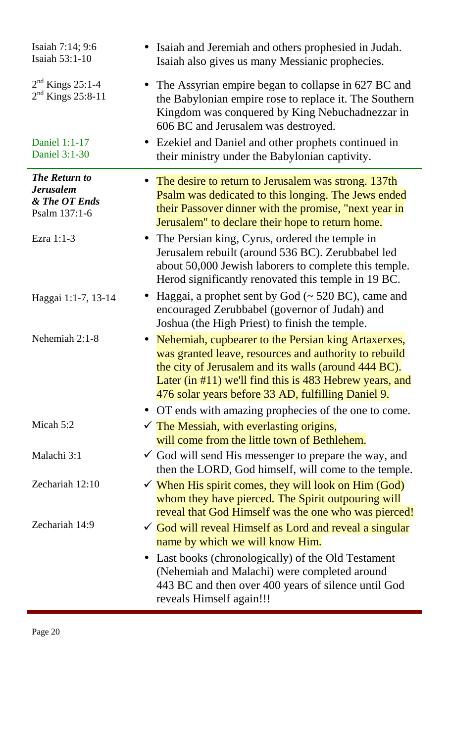| | |
|---|---|
| Isaiah 7:14; 9:6<br>Isaiah 53:1-10 | • Isaiah and Jeremiah and others prophesied in Judah. Isaiah also gives us many Messianic prophecies. |
| 2nd Kings 25:1-4<br>2nd Kings 25:8-11 | • The Assyrian empire began to collapse in 627 BC and the Babylonian empire rose to replace it. The Southern Kingdom was conquered by King Nebuchadnezzar in 606 BC and Jerusalem was destroyed. |
| Daniel 1:1-17<br>Daniel 3:1-30 | • Ezekiel and Daniel and other prophets continued in their ministry under the Babylonian captivity. |

| | |
|---|---|
| ***The Return to Jerusalem & The OT Ends***<br>Psalm 137:1-6 | • The desire to return to Jerusalem was strong. 137th Psalm was dedicated to this longing. The Jews ended their Passover dinner with the promise, "next year in Jerusalem" to declare their hope to return home. |
| Ezra 1:1-3 | • The Persian king, Cyrus, ordered the temple in Jerusalem rebuilt (around 536 BC). Zerubbabel led about 50,000 Jewish laborers to complete this temple. Herod significantly renovated this temple in 19 BC. |
| Haggai 1:1-7, 13-14 | • Haggai, a prophet sent by God (~ 520 BC), came and encouraged Zerubbabel (governor of Judah) and Joshua (the High Priest) to finish the temple. |
| Nehemiah 2:1-8 | • Nehemiah, cupbearer to the Persian king Artaxerxes, was granted leave, resources and authority to rebuild the city of Jerusalem and its walls (around 444 BC). Later (in #11) we'll find this is 483 Hebrew years, and 476 solar years before 33 AD, fulfilling Daniel 9. |
| | • OT ends with amazing prophecies of the one to come. |
| Micah 5:2 | ✓ The Messiah, with everlasting origins, will come from the little town of Bethlehem. |
| Malachi 3:1 | ✓ God will send His messenger to prepare the way, and then the LORD, God himself, will come to the temple. |
| Zechariah 12:10 | ✓ When His spirit comes, they will look on Him (God) whom they have pierced. The Spirit outpouring will reveal that God Himself was the one who was pierced! |
| Zechariah 14:9 | ✓ God will reveal Himself as Lord and reveal a singular name by which we will know Him. |
| | • Last books (chronologically) of the Old Testament (Nehemiah and Malachi) were completed around 443 BC and then over 400 years of silence until God reveals Himself again!!! |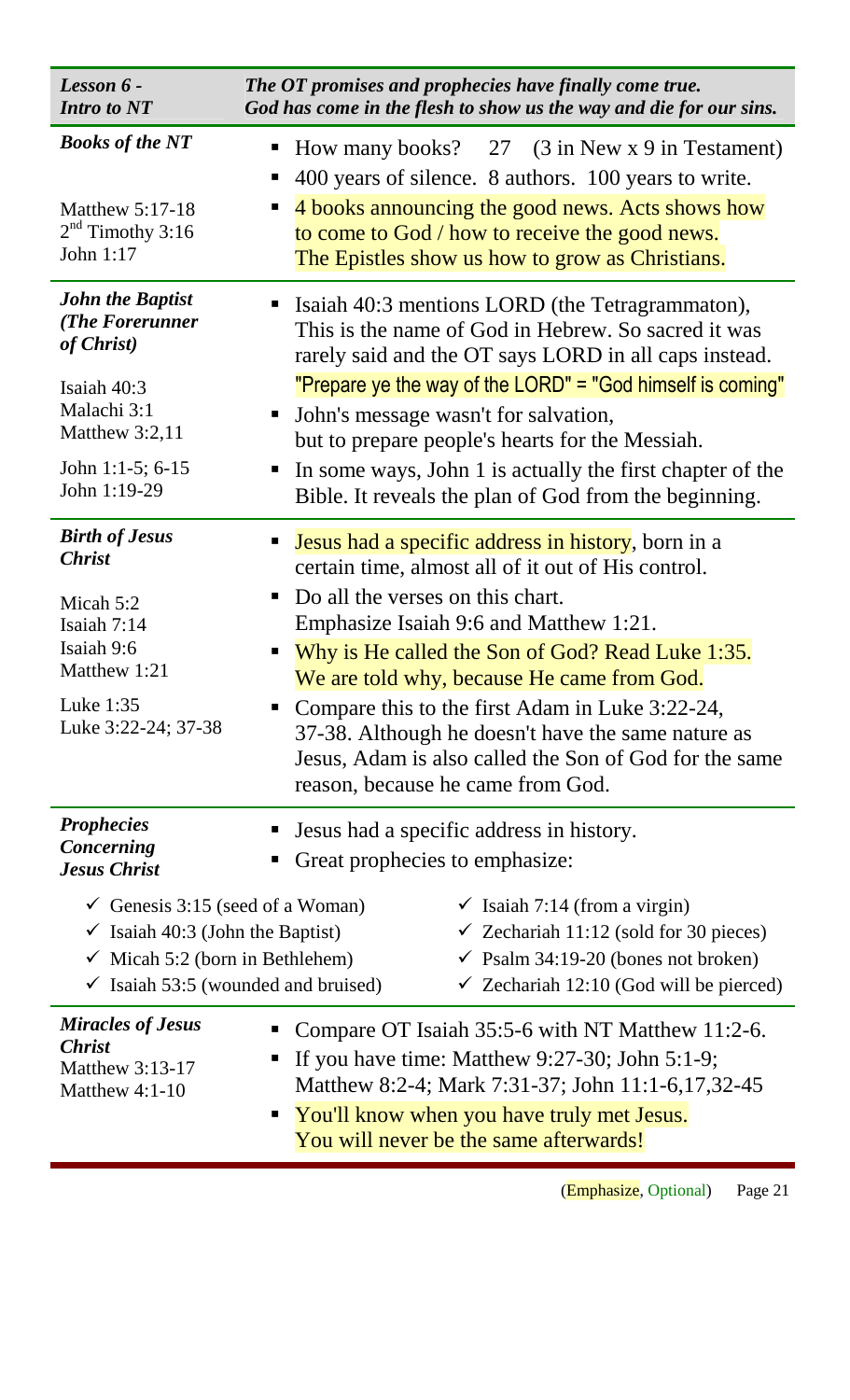| *Lesson 6 - Intro to NT* | *The OT promises and prophecies have finally come true. God has come in the flesh to show us the way and die for our sins.* |
|---|---|
| ***Books of the NT***<br><br>Matthew 5:17-18<br>2nd Timothy 3:16<br>John 1:17 | ▪ How many books? 27 (3 in New x 9 in Testament)<br>▪ 400 years of silence. 8 authors. 100 years to write.<br>▪ 4 books announcing the good news. Acts shows how to come to God / how to receive the good news. The Epistles show us how to grow as Christians. |
| ***John the Baptist (The Forerunner of Christ)***<br><br>Isaiah 40:3<br>Malachi 3:1<br>Matthew 3:2,11<br><br>John 1:1-5; 6-15<br>John 1:19-29 | ▪ Isaiah 40:3 mentions LORD (the Tetragrammaton), This is the name of God in Hebrew. So sacred it was rarely said and the OT says LORD in all caps instead.<br>"Prepare ye the way of the LORD" = "God himself is coming"<br>▪ John's message wasn't for salvation, but to prepare people's hearts for the Messiah.<br>▪ In some ways, John 1 is actually the first chapter of the Bible. It reveals the plan of God from the beginning. |
| ***Birth of Jesus Christ***<br><br>Micah 5:2<br>Isaiah 7:14<br>Isaiah 9:6<br>Matthew 1:21<br><br>Luke 1:35<br>Luke 3:22-24; 37-38 | ▪ Jesus had a specific address in history, born in a certain time, almost all of it out of His control.<br>▪ Do all the verses on this chart. Emphasize Isaiah 9:6 and Matthew 1:21.<br>▪ Why is He called the Son of God? Read Luke 1:35. We are told why, because He came from God.<br>▪ Compare this to the first Adam in Luke 3:22-24, 37-38. Although he doesn't have the same nature as Jesus, Adam is also called the Son of God for the same reason, because he came from God. |
| ***Prophecies Concerning Jesus Christ*** | ▪ Jesus had a specific address in history.<br>▪ Great prophecies to emphasize: |
| ✓ Genesis 3:15 (seed of a Woman)<br>✓ Isaiah 40:3 (John the Baptist)<br>✓ Micah 5:2 (born in Bethlehem)<br>✓ Isaiah 53:5 (wounded and bruised) | ✓ Isaiah 7:14 (from a virgin)<br>✓ Zechariah 11:12 (sold for 30 pieces)<br>✓ Psalm 34:19-20 (bones not broken)<br>✓ Zechariah 12:10 (God will be pierced) |
| ***Miracles of Jesus Christ***<br>Matthew 3:13-17<br>Matthew 4:1-10 | ▪ Compare OT Isaiah 35:5-6 with NT Matthew 11:2-6.<br>▪ If you have time: Matthew 9:27-30; John 5:1-9; Matthew 8:2-4; Mark 7:31-37; John 11:1-6,17,32-45<br>▪ You'll know when you have truly met Jesus. You will never be the same afterwards! |

(Emphasize, Optional)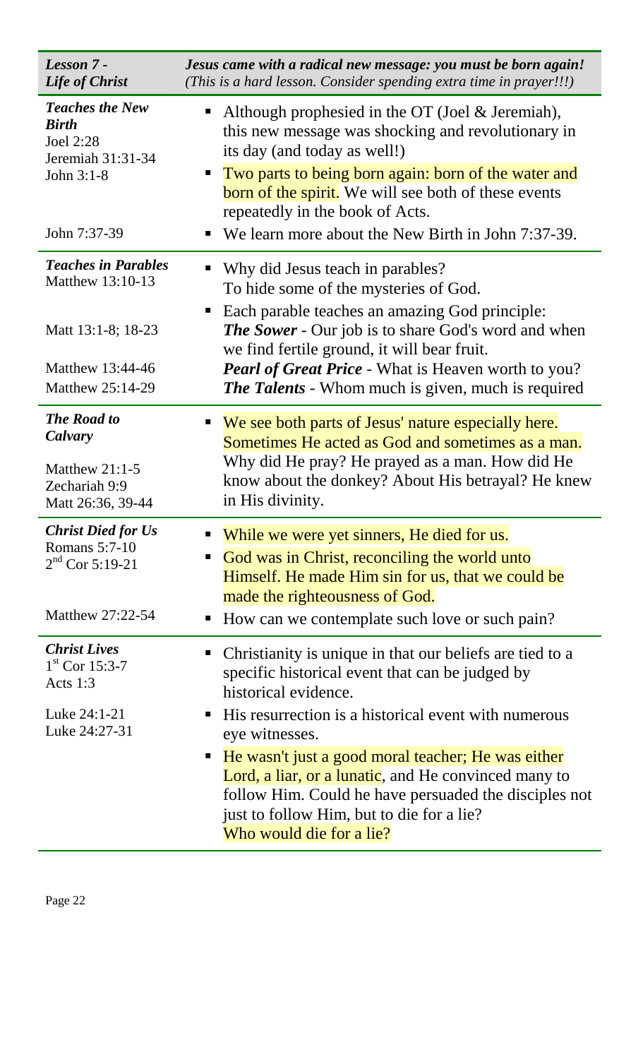| *Lesson 7 - Life of Christ* | *Jesus came with a radical new message: you must be born again! (This is a hard lesson. Consider spending extra time in prayer!!!)* |
|---|---|
| ***Teaches the New Birth***<br>Joel 2:28<br>Jeremiah 31:31-34<br>John 3:1-8<br><br>John 7:37-39 | - Although prophesied in the OT (Joel & Jeremiah), this new message was shocking and revolutionary in its day (and today as well!)<br>- Two parts to being born again: born of the water and born of the spirit. We will see both of these events repeatedly in the book of Acts.<br>- We learn more about the New Birth in John 7:37-39. |
| ***Teaches in Parables***<br>Matthew 13:10-13<br><br>Matt 13:1-8; 18-23<br><br>Matthew 13:44-46<br>Matthew 25:14-29 | - Why did Jesus teach in parables?<br>To hide some of the mysteries of God.<br>- Each parable teaches an amazing God principle:<br>***The Sower*** - Our job is to share God's word and when we find fertile ground, it will bear fruit.<br>***Pearl of Great Price*** - What is Heaven worth to you?<br>***The Talents*** - Whom much is given, much is required |
| ***The Road to Calvary***<br><br>Matthew 21:1-5<br>Zechariah 9:9<br>Matt 26:36, 39-44 | - We see both parts of Jesus' nature especially here. Sometimes He acted as God and sometimes as a man. Why did He pray? He prayed as a man. How did He know about the donkey? About His betrayal? He knew in His divinity. |
| ***Christ Died for Us***<br>Romans 5:7-10<br>2nd Cor 5:19-21<br><br>Matthew 27:22-54 | - While we were yet sinners, He died for us.<br>- God was in Christ, reconciling the world unto Himself. He made Him sin for us, that we could be made the righteousness of God.<br>- How can we contemplate such love or such pain? |
| ***Christ Lives***<br>1st Cor 15:3-7<br>Acts 1:3<br><br>Luke 24:1-21<br>Luke 24:27-31 | - Christianity is unique in that our beliefs are tied to a specific historical event that can be judged by historical evidence.<br>- His resurrection is a historical event with numerous eye witnesses.<br>- He wasn't just a good moral teacher; He was either Lord, a liar, or a lunatic, and He convinced many to follow Him. Could he have persuaded the disciples not just to follow Him, but to die for a lie?<br>Who would die for a lie? |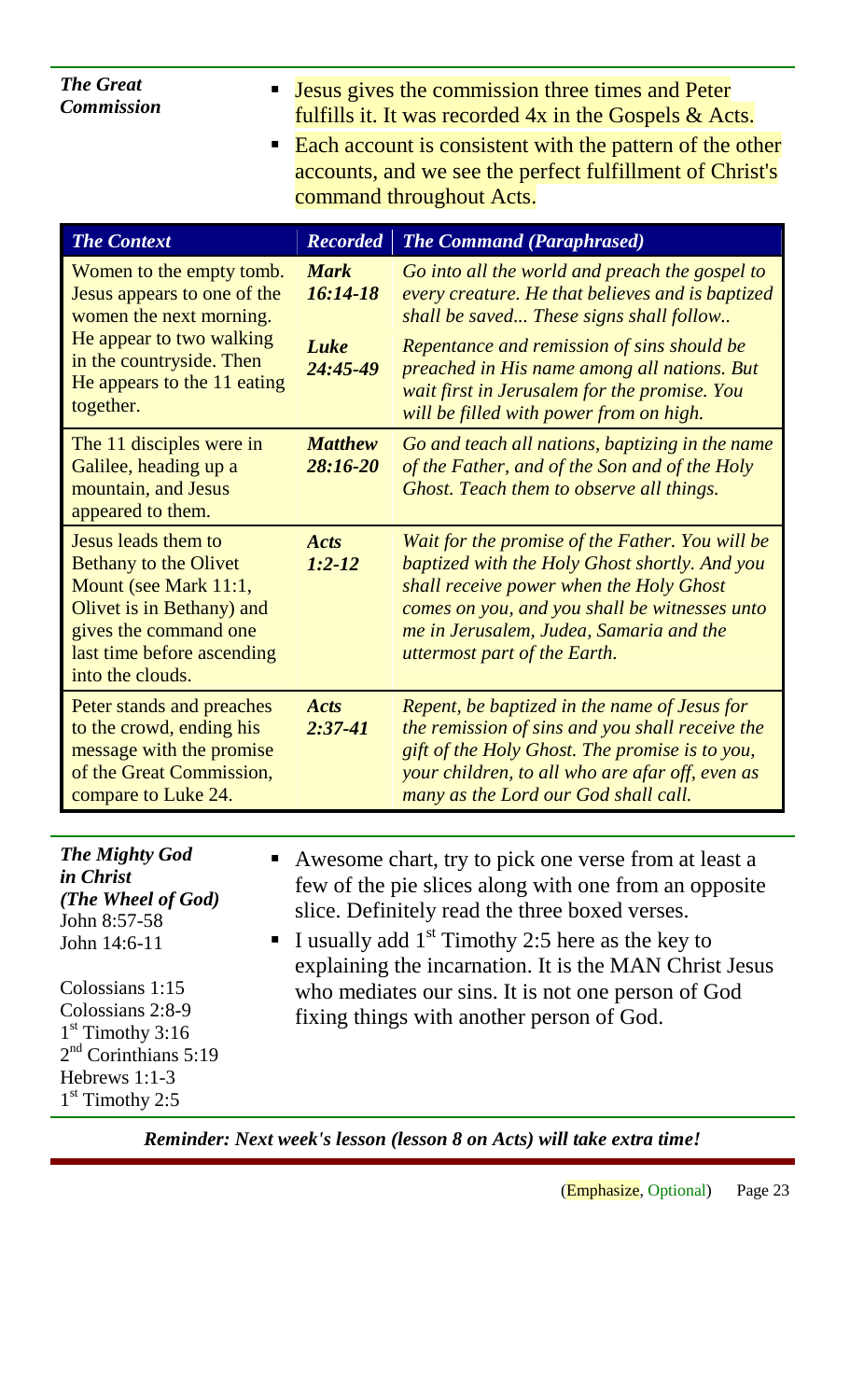***The Great Commission***

- Jesus gives the commission three times and Peter fulfills it. It was recorded 4x in the Gospels & Acts.
- Each account is consistent with the pattern of the other accounts, and we see the perfect fulfillment of Christ's command throughout Acts.

| *The Context* | *Recorded* | *The Command (Paraphrased)* |
| --- | --- | --- |
| Women to the empty tomb. Jesus appears to one of the women the next morning. He appear to two walking in the countryside. Then He appears to the 11 eating together. | ***Mark 16:14-18*** | *Go into all the world and preach the gospel to every creature. He that believes and is baptized shall be saved... These signs shall follow..* |
| | ***Luke 24:45-49*** | *Repentance and remission of sins should be preached in His name among all nations. But wait first in Jerusalem for the promise. You will be filled with power from on high.* |
| The 11 disciples were in Galilee, heading up a mountain, and Jesus appeared to them. | ***Matthew 28:16-20*** | *Go and teach all nations, baptizing in the name of the Father, and of the Son and of the Holy Ghost. Teach them to observe all things.* |
| Jesus leads them to Bethany to the Olivet Mount (see Mark 11:1, Olivet is in Bethany) and gives the command one last time before ascending into the clouds. | ***Acts 1:2-12*** | *Wait for the promise of the Father. You will be baptized with the Holy Ghost shortly. And you shall receive power when the Holy Ghost comes on you, and you shall be witnesses unto me in Jerusalem, Judea, Samaria and the uttermost part of the Earth.* |
| Peter stands and preaches to the crowd, ending his message with the promise of the Great Commission, compare to Luke 24. | ***Acts 2:37-41*** | *Repent, be baptized in the name of Jesus for the remission of sins and you shall receive the gift of the Holy Ghost. The promise is to you, your children, to all who are afar off, even as many as the Lord our God shall call.* |

***The Mighty God in Christ (The Wheel of God)***
John 8:57-58
John 14:6-11

Colossians 1:15
Colossians 2:8-9
1st Timothy 3:16
2nd Corinthians 5:19
Hebrews 1:1-3
1st Timothy 2:5

- Awesome chart, try to pick one verse from at least a few of the pie slices along with one from an opposite slice. Definitely read the three boxed verses.
- I usually add 1st Timothy 2:5 here as the key to explaining the incarnation. It is the MAN Christ Jesus who mediates our sins. It is not one person of God fixing things with another person of God.

***Reminder: Next week's lesson (lesson 8 on Acts) will take extra time!***

(Emphasize, Optional)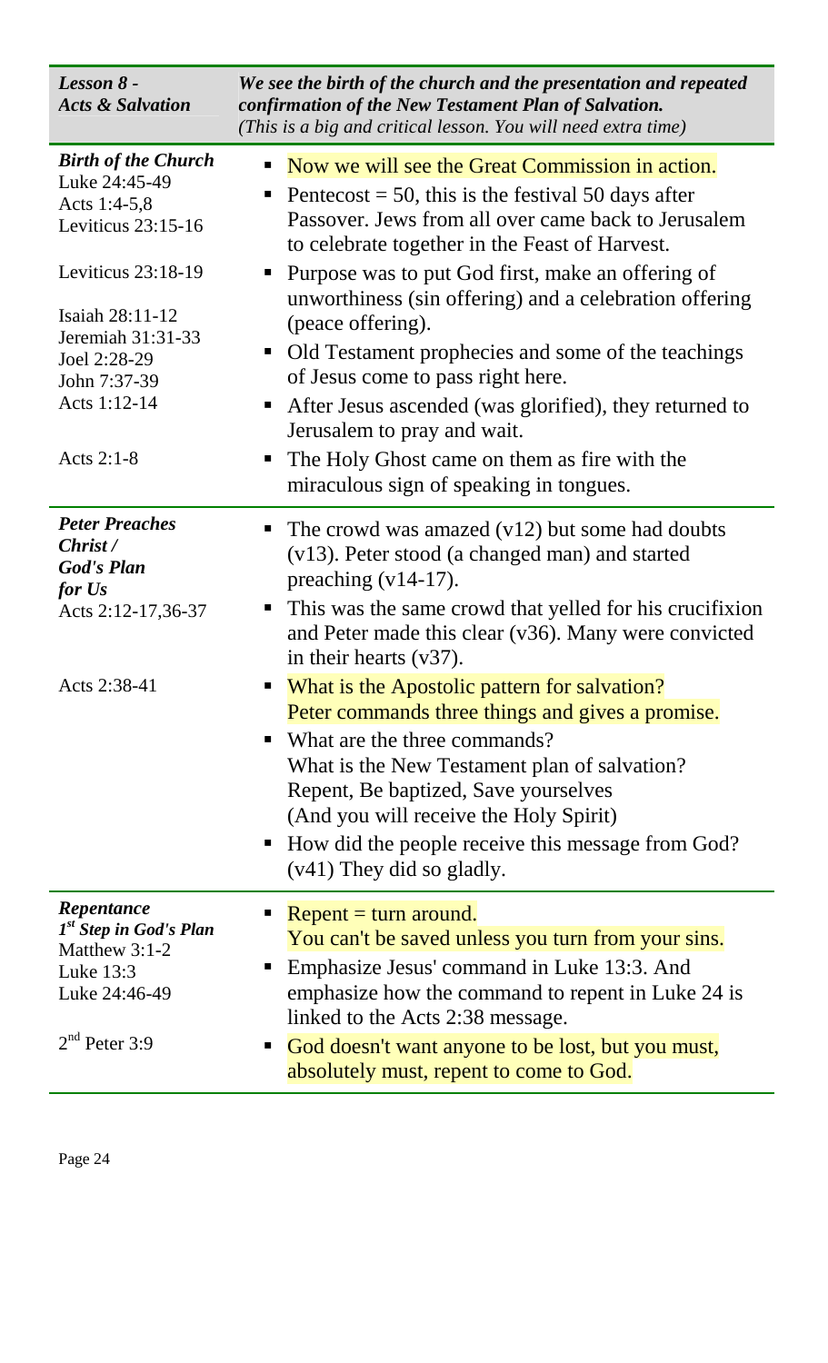| *Lesson 8 - Acts & Salvation* | *We see the birth of the church and the presentation and repeated confirmation of the New Testament Plan of Salvation.* *(This is a big and critical lesson. You will need extra time)* |
|---|---|
| ***Birth of the Church*** Luke 24:45-49 Acts 1:4-5,8 Leviticus 23:15-16 | ▪ Now we will see the Great Commission in action. ▪ Pentecost = 50, this is the festival 50 days after Passover. Jews from all over came back to Jerusalem to celebrate together in the Feast of Harvest. |
| Leviticus 23:18-19 | ▪ Purpose was to put God first, make an offering of unworthiness (sin offering) and a celebration offering (peace offering). |
| Isaiah 28:11-12 Jeremiah 31:31-33 Joel 2:28-29 John 7:37-39 | ▪ Old Testament prophecies and some of the teachings of Jesus come to pass right here. |
| Acts 1:12-14 | ▪ After Jesus ascended (was glorified), they returned to Jerusalem to pray and wait. |
| Acts 2:1-8 | ▪ The Holy Ghost came on them as fire with the miraculous sign of speaking in tongues. |
| ***Peter Preaches Christ / God's Plan for Us*** Acts 2:12-17,36-37 | ▪ The crowd was amazed (v12) but some had doubts (v13). Peter stood (a changed man) and started preaching (v14-17). ▪ This was the same crowd that yelled for his crucifixion and Peter made this clear (v36). Many were convicted in their hearts (v37). |
| Acts 2:38-41 | ▪ What is the Apostolic pattern for salvation? Peter commands three things and gives a promise. ▪ What are the three commands? What is the New Testament plan of salvation? Repent, Be baptized, Save yourselves (And you will receive the Holy Spirit) ▪ How did the people receive this message from God? (v41) They did so gladly. |
| ***Repentance 1st Step in God's Plan*** Matthew 3:1-2 Luke 13:3 Luke 24:46-49 | ▪ Repent = turn around. You can't be saved unless you turn from your sins. ▪ Emphasize Jesus' command in Luke 13:3. And emphasize how the command to repent in Luke 24 is linked to the Acts 2:38 message. |
| 2nd Peter 3:9 | ▪ God doesn't want anyone to be lost, but you must, absolutely must, repent to come to God. |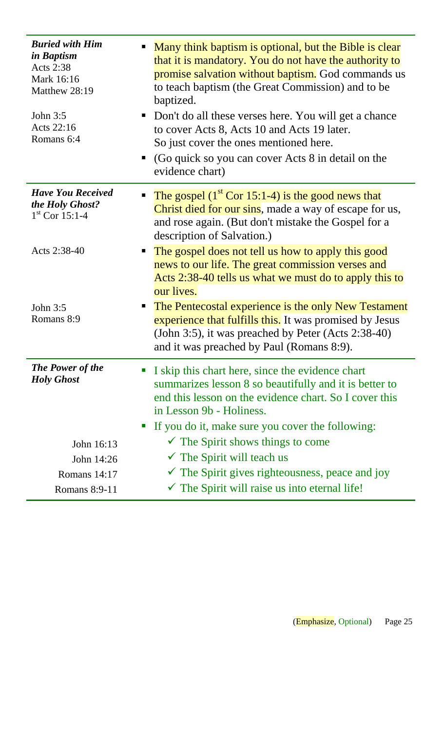| | |
|---|---|
| ***Buried with Him in Baptism***<br>Acts 2:38<br>Mark 16:16<br>Matthew 28:19<br><br>John 3:5<br>Acts 22:16<br>Romans 6:4 | ▪ Many think baptism is optional, but the Bible is clear that it is mandatory. You do not have the authority to promise salvation without baptism. God commands us to teach baptism (the Great Commission) and to be baptized.<br>▪ Don't do all these verses here. You will get a chance to cover Acts 8, Acts 10 and Acts 19 later. So just cover the ones mentioned here.<br>▪ (Go quick so you can cover Acts 8 in detail on the evidence chart) |
| ***Have You Received the Holy Ghost?***<br>1st Cor 15:1-4<br><br>Acts 2:38-40<br><br>John 3:5<br>Romans 8:9 | ▪ The gospel (1st Cor 15:1-4) is the good news that Christ died for our sins, made a way of escape for us, and rose again. (But don't mistake the Gospel for a description of Salvation.)<br>▪ The gospel does not tell us how to apply this good news to our life. The great commission verses and Acts 2:38-40 tells us what we must do to apply this to our lives.<br>▪ The Pentecostal experience is the only New Testament experience that fulfills this. It was promised by Jesus (John 3:5), it was preached by Peter (Acts 2:38-40) and it was preached by Paul (Romans 8:9). |
| ***The Power of the Holy Ghost***<br><br>John 16:13<br>John 14:26<br>Romans 14:17<br>Romans 8:9-11 | ▪ I skip this chart here, since the evidence chart summarizes lesson 8 so beautifully and it is better to end this lesson on the evidence chart. So I cover this in Lesson 9b - Holiness.<br>▪ If you do it, make sure you cover the following:<br>✓ The Spirit shows things to come<br>✓ The Spirit will teach us<br>✓ The Spirit gives righteousness, peace and joy<br>✓ The Spirit will raise us into eternal life! |

(Emphasize, Optional)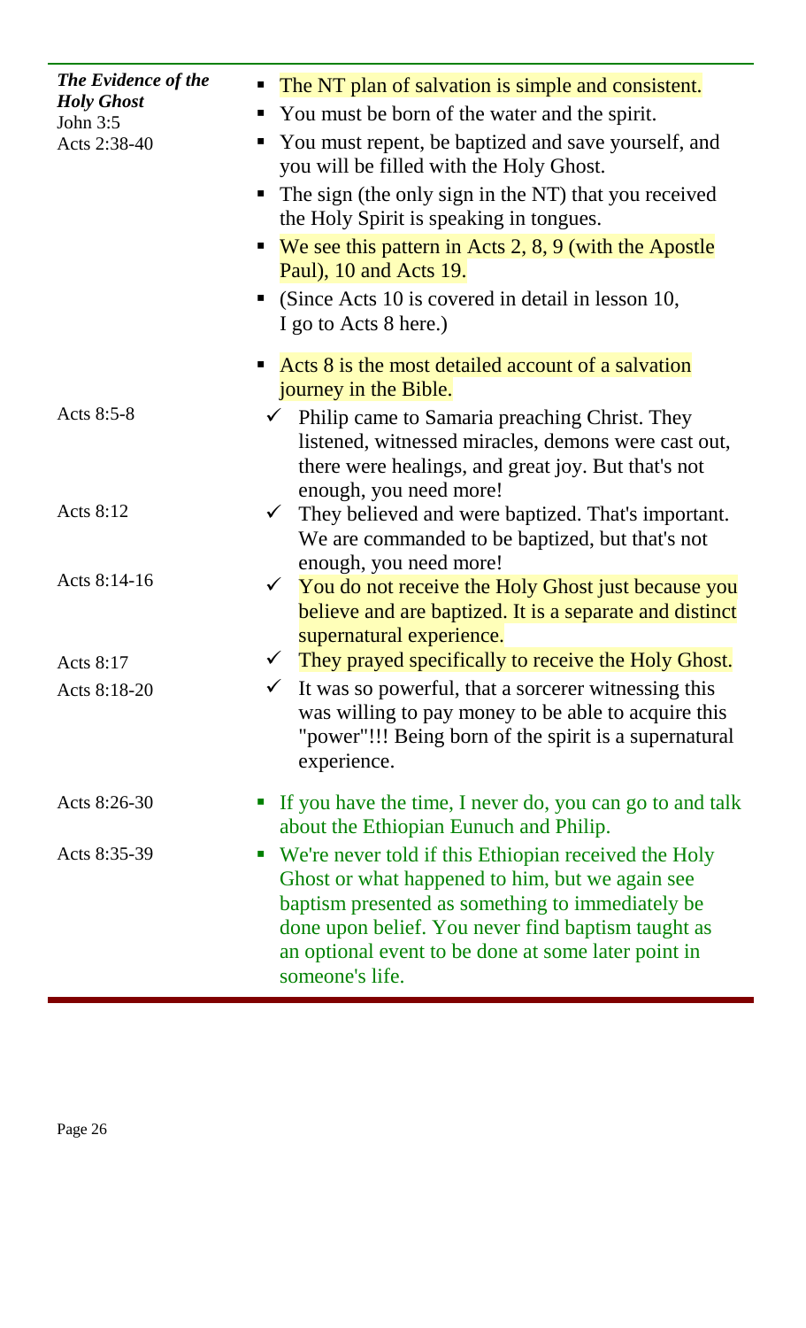| ***The Evidence of the Holy Ghost*** John 3:5 Acts 2:38-40 | ▪ The NT plan of salvation is simple and consistent. ▪ You must be born of the water and the spirit. ▪ You must repent, be baptized and save yourself, and you will be filled with the Holy Ghost. ▪ The sign (the only sign in the NT) that you received the Holy Spirit is speaking in tongues. ▪ We see this pattern in Acts 2, 8, 9 (with the Apostle Paul), 10 and Acts 19. ▪ (Since Acts 10 is covered in detail in lesson 10, I go to Acts 8 here.) |
|---|---|
| | ▪ Acts 8 is the most detailed account of a salvation journey in the Bible. |
| Acts 8:5-8 | ✓ Philip came to Samaria preaching Christ. They listened, witnessed miracles, demons were cast out, there were healings, and great joy. But that's not enough, you need more! |
| Acts 8:12 | ✓ They believed and were baptized. That's important. We are commanded to be baptized, but that's not enough, you need more! |
| Acts 8:14-16 | ✓ You do not receive the Holy Ghost just because you believe and are baptized. It is a separate and distinct supernatural experience. |
| Acts 8:17 | ✓ They prayed specifically to receive the Holy Ghost. |
| Acts 8:18-20 | ✓ It was so powerful, that a sorcerer witnessing this was willing to pay money to be able to acquire this "power"!!! Being born of the spirit is a supernatural experience. |
| Acts 8:26-30 | ▪ If you have the time, I never do, you can go to and talk about the Ethiopian Eunuch and Philip. |
| Acts 8:35-39 | ▪ We're never told if this Ethiopian received the Holy Ghost or what happened to him, but we again see baptism presented as something to immediately be done upon belief. You never find baptism taught as an optional event to be done at some later point in someone's life. |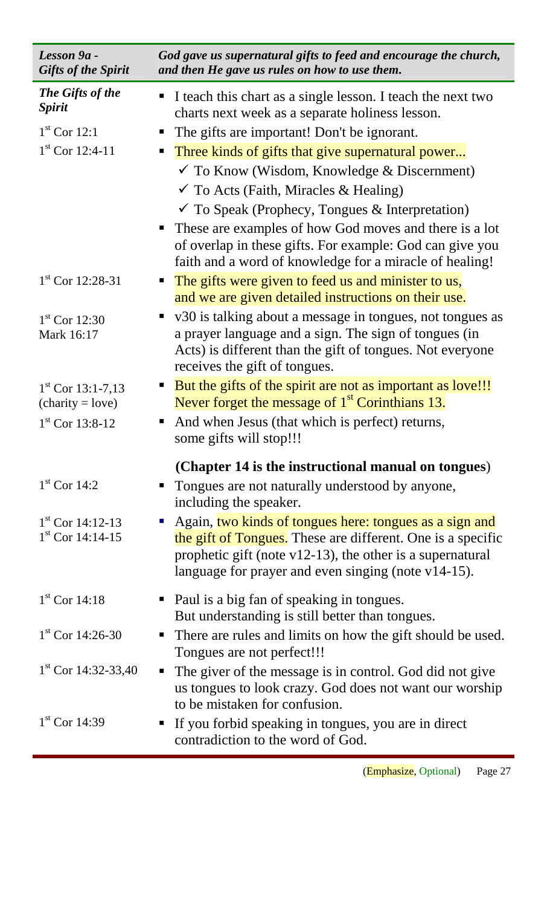| *Lesson 9a - Gifts of the Spirit* | *God gave us supernatural gifts to feed and encourage the church, and then He gave us rules on how to use them.* |
|---|---|
| ***The Gifts of the Spirit*** | ▪ I teach this chart as a single lesson. I teach the next two charts next week as a separate holiness lesson. |
| 1st Cor 12:1 | ▪ The gifts are important! Don't be ignorant. |
| 1st Cor 12:4-11 | ▪ Three kinds of gifts that give supernatural power...<br>✓ To Know (Wisdom, Knowledge & Discernment)<br>✓ To Acts (Faith, Miracles & Healing)<br>✓ To Speak (Prophecy, Tongues & Interpretation)<br>▪ These are examples of how God moves and there is a lot of overlap in these gifts. For example: God can give you faith and a word of knowledge for a miracle of healing! |
| 1st Cor 12:28-31 | ▪ The gifts were given to feed us and minister to us, and we are given detailed instructions on their use. |
| 1st Cor 12:30<br>Mark 16:17 | ▪ v30 is talking about a message in tongues, not tongues as a prayer language and a sign. The sign of tongues (in Acts) is different than the gift of tongues. Not everyone receives the gift of tongues. |
| 1st Cor 13:1-7,13<br>(charity = love) | ▪ But the gifts of the spirit are not as important as love!!! Never forget the message of 1st Corinthians 13. |
| 1st Cor 13:8-12 | ▪ And when Jesus (that which is perfect) returns, some gifts will stop!!! |
| | **(Chapter 14 is the instructional manual on tongues)** |
| 1st Cor 14:2 | ▪ Tongues are not naturally understood by anyone, including the speaker. |
| 1st Cor 14:12-13<br>1st Cor 14:14-15 | ▪ Again, two kinds of tongues here: tongues as a sign and the gift of Tongues. These are different. One is a specific prophetic gift (note v12-13), the other is a supernatural language for prayer and even singing (note v14-15). |
| 1st Cor 14:18 | ▪ Paul is a big fan of speaking in tongues. But understanding is still better than tongues. |
| 1st Cor 14:26-30 | ▪ There are rules and limits on how the gift should be used. Tongues are not perfect!!! |
| 1st Cor 14:32-33,40 | ▪ The giver of the message is in control. God did not give us tongues to look crazy. God does not want our worship to be mistaken for confusion. |
| 1st Cor 14:39 | ▪ If you forbid speaking in tongues, you are in direct contradiction to the word of God. |

(Emphasize, Optional)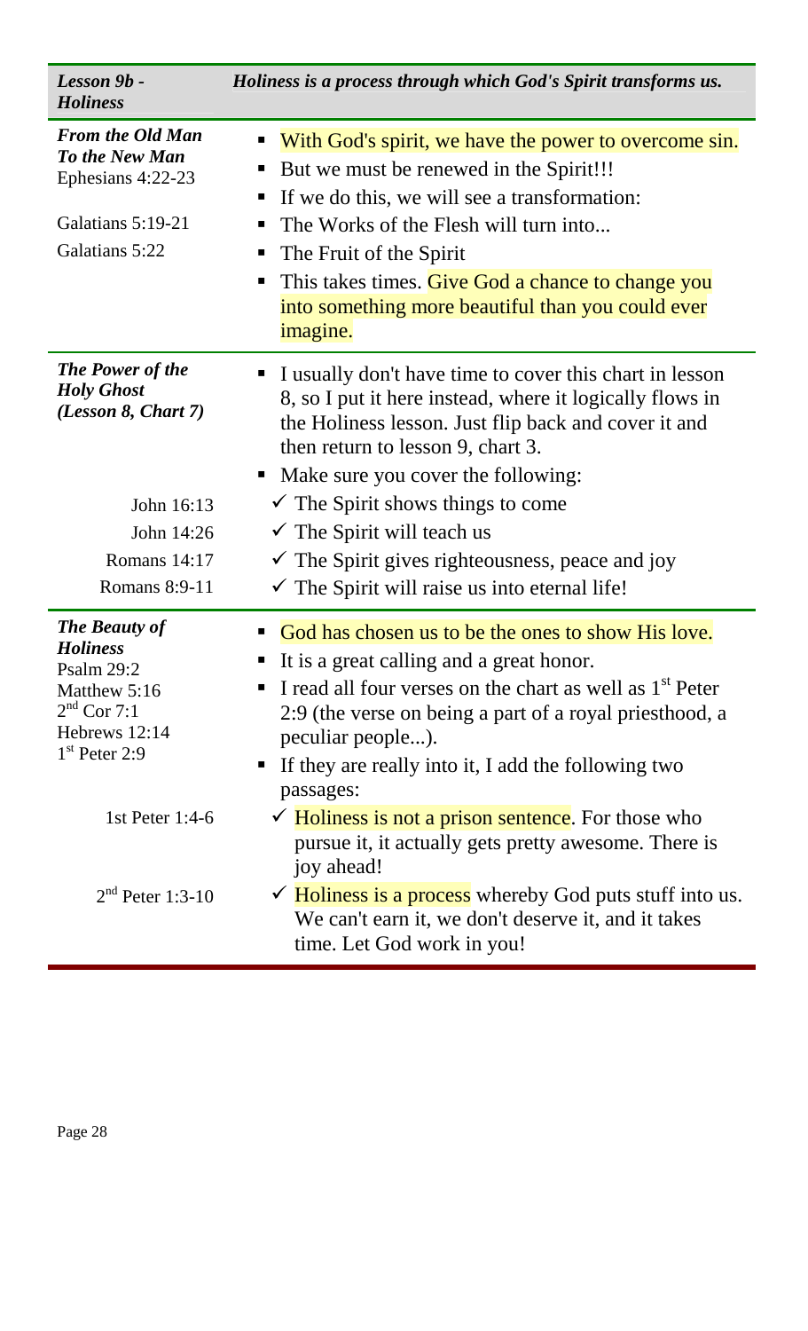| *Lesson 9b - Holiness* | *Holiness is a process through which God's Spirit transforms us.* |
| --- | --- |
| ***From the Old Man To the New Man*** Ephesians 4:22-23 <br><br> Galatians 5:19-21 <br> Galatians 5:22 | ▪ With God's spirit, we have the power to overcome sin. <br> ▪ But we must be renewed in the Spirit!!! <br> ▪ If we do this, we will see a transformation: <br> ▪ The Works of the Flesh will turn into... <br> ▪ The Fruit of the Spirit <br> ▪ This takes times. Give God a chance to change you into something more beautiful than you could ever imagine. |
| ***The Power of the Holy Ghost (Lesson 8, Chart 7)*** <br><br><br><br><br> John 16:13 <br> John 14:26 <br> Romans 14:17 <br> Romans 8:9-11 | ▪ I usually don't have time to cover this chart in lesson 8, so I put it here instead, where it logically flows in the Holiness lesson. Just flip back and cover it and then return to lesson 9, chart 3. <br> ▪ Make sure you cover the following: <br> ✓ The Spirit shows things to come <br> ✓ The Spirit will teach us <br> ✓ The Spirit gives righteousness, peace and joy <br> ✓ The Spirit will raise us into eternal life! |
| ***The Beauty of Holiness*** <br> Psalm 29:2 <br> Matthew 5:16 <br> 2nd Cor 7:1 <br> Hebrews 12:14 <br> 1st Peter 2:9 <br><br> 1st Peter 1:4-6 <br><br><br> 2nd Peter 1:3-10 | ▪ God has chosen us to be the ones to show His love. <br> ▪ It is a great calling and a great honor. <br> ▪ I read all four verses on the chart as well as 1st Peter 2:9 (the verse on being a part of a royal priesthood, a peculiar people...). <br> ▪ If they are really into it, I add the following two passages: <br> ✓ Holiness is not a prison sentence. For those who pursue it, it actually gets pretty awesome. There is joy ahead! <br> ✓ Holiness is a process whereby God puts stuff into us. We can't earn it, we don't deserve it, and it takes time. Let God work in you! |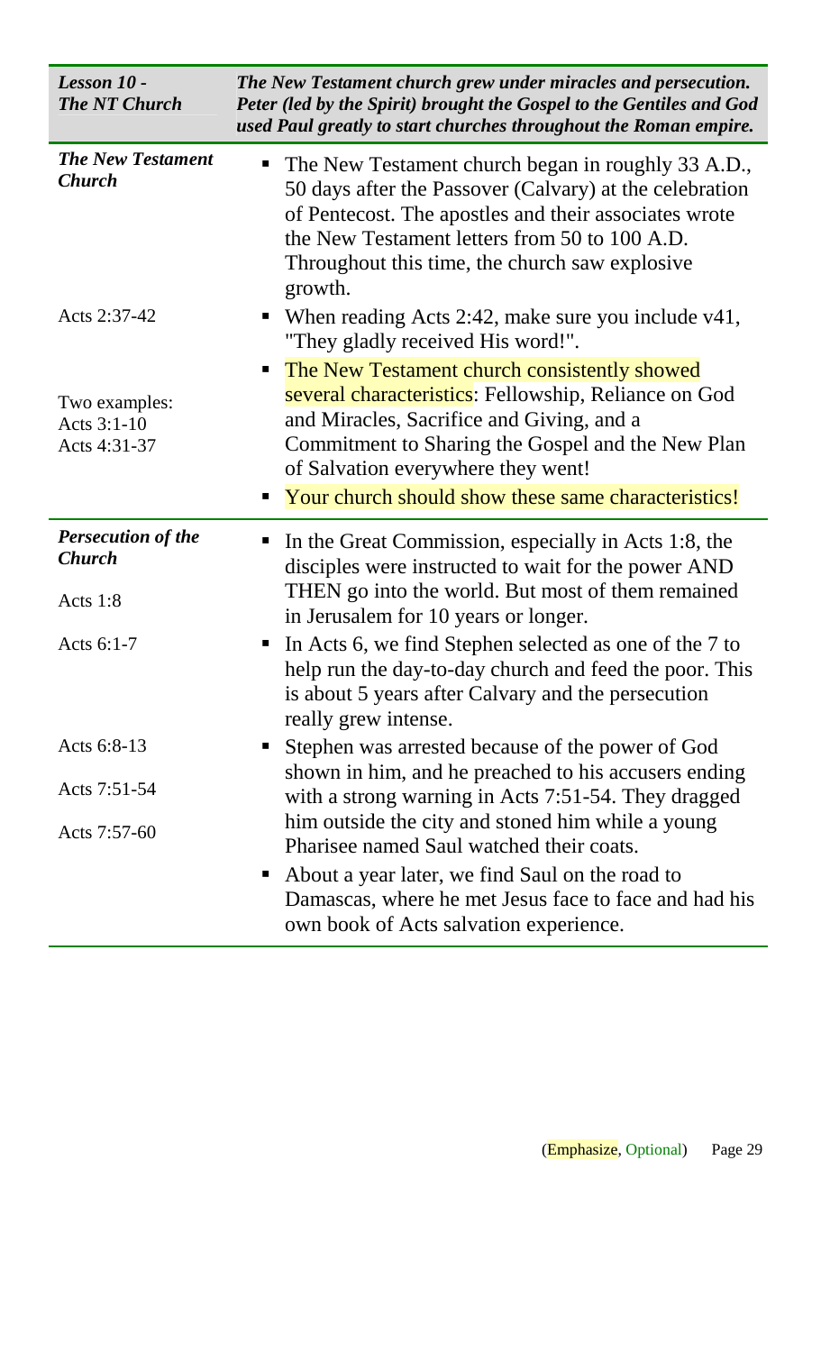| *Lesson 10 - The NT Church* | *The New Testament church grew under miracles and persecution. Peter (led by the Spirit) brought the Gospel to the Gentiles and God used Paul greatly to start churches throughout the Roman empire.* |
|---|---|
| ***The New Testament Church*** | ▪ The New Testament church began in roughly 33 A.D., 50 days after the Passover (Calvary) at the celebration of Pentecost. The apostles and their associates wrote the New Testament letters from 50 to 100 A.D. Throughout this time, the church saw explosive growth. |
| Acts 2:37-42 | ▪ When reading Acts 2:42, make sure you include v41, "They gladly received His word!". |
| Two examples: Acts 3:1-10 Acts 4:31-37 | ▪ The New Testament church consistently showed several characteristics: Fellowship, Reliance on God and Miracles, Sacrifice and Giving, and a Commitment to Sharing the Gospel and the New Plan of Salvation everywhere they went! ▪ Your church should show these same characteristics! |
| ***Persecution of the Church*** Acts 1:8 | ▪ In the Great Commission, especially in Acts 1:8, the disciples were instructed to wait for the power AND THEN go into the world. But most of them remained in Jerusalem for 10 years or longer. |
| Acts 6:1-7 | ▪ In Acts 6, we find Stephen selected as one of the 7 to help run the day-to-day church and feed the poor. This is about 5 years after Calvary and the persecution really grew intense. |
| Acts 6:8-13 Acts 7:51-54 Acts 7:57-60 | ▪ Stephen was arrested because of the power of God shown in him, and he preached to his accusers ending with a strong warning in Acts 7:51-54. They dragged him outside the city and stoned him while a young Pharisee named Saul watched their coats. ▪ About a year later, we find Saul on the road to Damascas, where he met Jesus face to face and had his own book of Acts salvation experience. |

(Emphasize, Optional)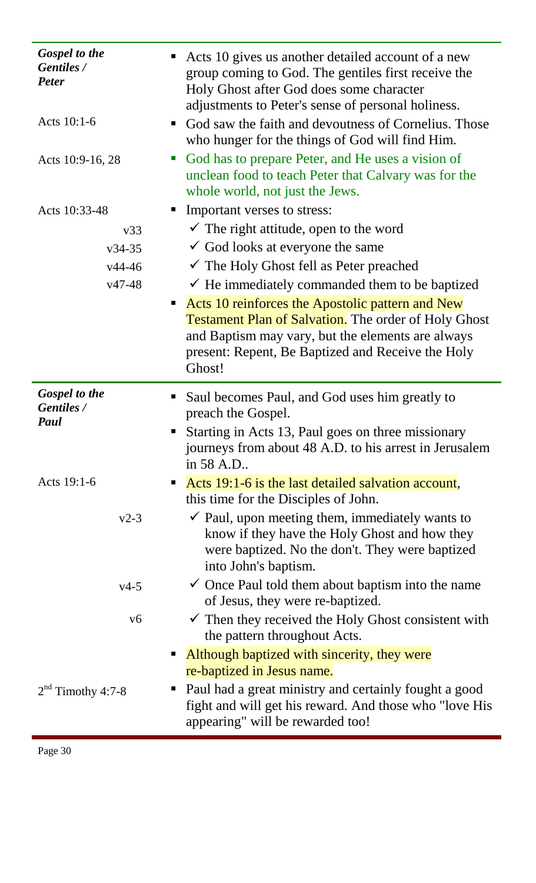| | |
|---|---|
| ***Gospel to the Gentiles / Peter*** | ▪ Acts 10 gives us another detailed account of a new group coming to God. The gentiles first receive the Holy Ghost after God does some character adjustments to Peter's sense of personal holiness. |
| Acts 10:1-6 | ▪ God saw the faith and devoutness of Cornelius. Those who hunger for the things of God will find Him. |
| Acts 10:9-16, 28 | ▪ God has to prepare Peter, and He uses a vision of unclean food to teach Peter that Calvary was for the whole world, not just the Jews. |
| Acts 10:33-48 | ▪ Important verses to stress: |
| v33 | ✓ The right attitude, open to the word |
| v34-35 | ✓ God looks at everyone the same |
| v44-46 | ✓ The Holy Ghost fell as Peter preached |
| v47-48 | ✓ He immediately commanded them to be baptized |
| | ▪ Acts 10 reinforces the Apostolic pattern and New Testament Plan of Salvation. The order of Holy Ghost and Baptism may vary, but the elements are always present: Repent, Be Baptized and Receive the Holy Ghost! |
| ***Gospel to the Gentiles / Paul*** | ▪ Saul becomes Paul, and God uses him greatly to preach the Gospel.<br>▪ Starting in Acts 13, Paul goes on three missionary journeys from about 48 A.D. to his arrest in Jerusalem in 58 A.D.. |
| Acts 19:1-6 | ▪ Acts 19:1-6 is the last detailed salvation account, this time for the Disciples of John. |
| v2-3 | ✓ Paul, upon meeting them, immediately wants to know if they have the Holy Ghost and how they were baptized. No the don't. They were baptized into John's baptism. |
| v4-5 | ✓ Once Paul told them about baptism into the name of Jesus, they were re-baptized. |
| v6 | ✓ Then they received the Holy Ghost consistent with the pattern throughout Acts. |
| | ▪ Although baptized with sincerity, they were re-baptized in Jesus name. |
| 2nd Timothy 4:7-8 | ▪ Paul had a great ministry and certainly fought a good fight and will get his reward. And those who "love His appearing" will be rewarded too! |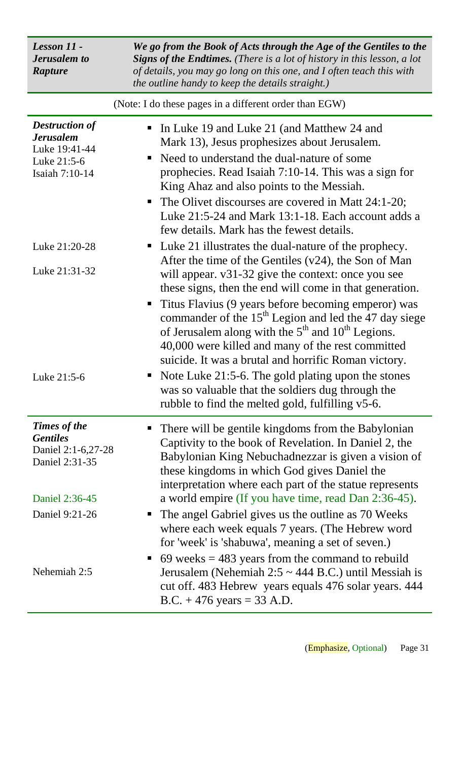| **Lesson 11 - Jerusalem to Rapture** | ***We go from the Book of Acts through the Age of the Gentiles to the Signs of the Endtimes.*** *(There is a lot of history in this lesson, a lot of details, you may go long on this one, and I often teach this with the outline handy to keep the details straight.)* |
|---|---|

(Note: I do these pages in a different order than EGW)

| | |
|---|---|
| ***Destruction of Jerusalem*** Luke 19:41-44 Luke 21:5-6 Isaiah 7:10-14 | ▪ In Luke 19 and Luke 21 (and Matthew 24 and Mark 13), Jesus prophesizes about Jerusalem. ▪ Need to understand the dual-nature of some prophecies. Read Isaiah 7:10-14. This was a sign for King Ahaz and also points to the Messiah. ▪ The Olivet discourses are covered in Matt 24:1-20; Luke 21:5-24 and Mark 13:1-18. Each account adds a few details. Mark has the fewest details. |
| Luke 21:20-28 Luke 21:31-32 | ▪ Luke 21 illustrates the dual-nature of the prophecy. After the time of the Gentiles (v24), the Son of Man will appear. v31-32 give the context: once you see these signs, then the end will come in that generation. ▪ Titus Flavius (9 years before becoming emperor) was commander of the 15th Legion and led the 47 day siege of Jerusalem along with the 5th and 10th Legions. 40,000 were killed and many of the rest committed suicide. It was a brutal and horrific Roman victory. |
| Luke 21:5-6 | ▪ Note Luke 21:5-6. The gold plating upon the stones was so valuable that the soldiers dug through the rubble to find the melted gold, fulfilling v5-6. |
| ***Times of the Gentiles*** Daniel 2:1-6,27-28 Daniel 2:31-35 Daniel 2:36-45 | ▪ There will be gentile kingdoms from the Babylonian Captivity to the book of Revelation. In Daniel 2, the Babylonian King Nebuchadnezzar is given a vision of these kingdoms in which God gives Daniel the interpretation where each part of the statue represents a world empire (If you have time, read Dan 2:36-45). |
| Daniel 9:21-26 | ▪ The angel Gabriel gives us the outline as 70 Weeks where each week equals 7 years. (The Hebrew word for 'week' is 'shabuwa', meaning a set of seven.) |
| Nehemiah 2:5 | ▪ 69 weeks = 483 years from the command to rebuild Jerusalem (Nehemiah 2:5 ~ 444 B.C.) until Messiah is cut off. 483 Hebrew years equals 476 solar years. 444 B.C. + 476 years = 33 A.D. |

(Emphasize, Optional)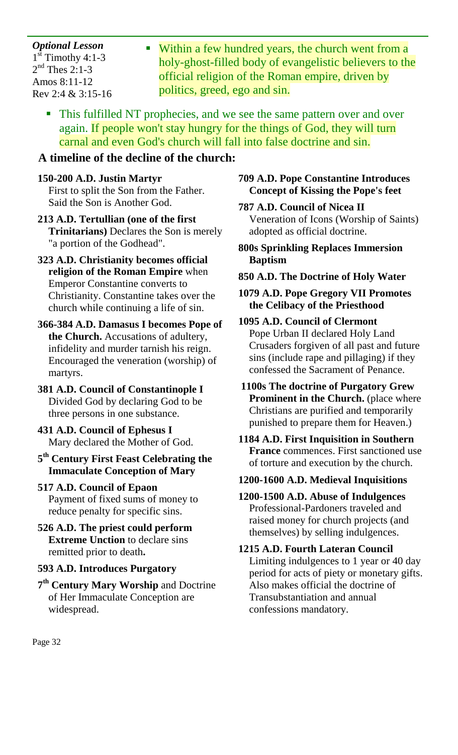*Optional Lesson*
1st Timothy 4:1-3
2nd Thes 2:1-3
Amos 8:11-12
Rev 2:4 & 3:15-16

- Within a few hundred years, the church went from a holy-ghost-filled body of evangelistic believers to the official religion of the Roman empire, driven by politics, greed, ego and sin.

- This fulfilled NT prophecies, and we see the same pattern over and over again. If people won't stay hungry for the things of God, they will turn carnal and even God's church will fall into false doctrine and sin.

## A timeline of the decline of the church:

**150-200 A.D. Justin Martyr**
First to split the Son from the Father. Said the Son is Another God.

**213 A.D. Tertullian (one of the first Trinitarians)** Declares the Son is merely "a portion of the Godhead".

**323 A.D. Christianity becomes official religion of the Roman Empire** when Emperor Constantine converts to Christianity. Constantine takes over the church while continuing a life of sin.

**366-384 A.D. Damasus I becomes Pope of the Church.** Accusations of adultery, infidelity and murder tarnish his reign. Encouraged the veneration (worship) of martyrs.

**381 A.D. Council of Constantinople I**
Divided God by declaring God to be three persons in one substance.

**431 A.D. Council of Ephesus I**
Mary declared the Mother of God.

**5th Century First Feast Celebrating the Immaculate Conception of Mary**

**517 A.D. Council of Epaon**
Payment of fixed sums of money to reduce penalty for specific sins.

**526 A.D. The priest could perform Extreme Unction** to declare sins remitted prior to death**.**

**593 A.D. Introduces Purgatory**

**7th Century Mary Worship** and Doctrine of Her Immaculate Conception are widespread.

**709 A.D. Pope Constantine Introduces Concept of Kissing the Pope's feet**

**787 A.D. Council of Nicea II**
Veneration of Icons (Worship of Saints) adopted as official doctrine.

**800s Sprinkling Replaces Immersion Baptism**

**850 A.D. The Doctrine of Holy Water**

**1079 A.D. Pope Gregory VII Promotes the Celibacy of the Priesthood**

**1095 A.D. Council of Clermont**
Pope Urban II declared Holy Land Crusaders forgiven of all past and future sins (include rape and pillaging) if they confessed the Sacrament of Penance.

**1100s The doctrine of Purgatory Grew Prominent in the Church.** (place where Christians are purified and temporarily punished to prepare them for Heaven.)

**1184 A.D. First Inquisition in Southern France** commences. First sanctioned use of torture and execution by the church.

**1200-1600 A.D. Medieval Inquisitions**

**1200-1500 A.D. Abuse of Indulgences**
Professional-Pardoners traveled and raised money for church projects (and themselves) by selling indulgences.

**1215 A.D. Fourth Lateran Council**
Limiting indulgences to 1 year or 40 day period for acts of piety or monetary gifts. Also makes official the doctrine of Transubstantiation and annual confessions mandatory.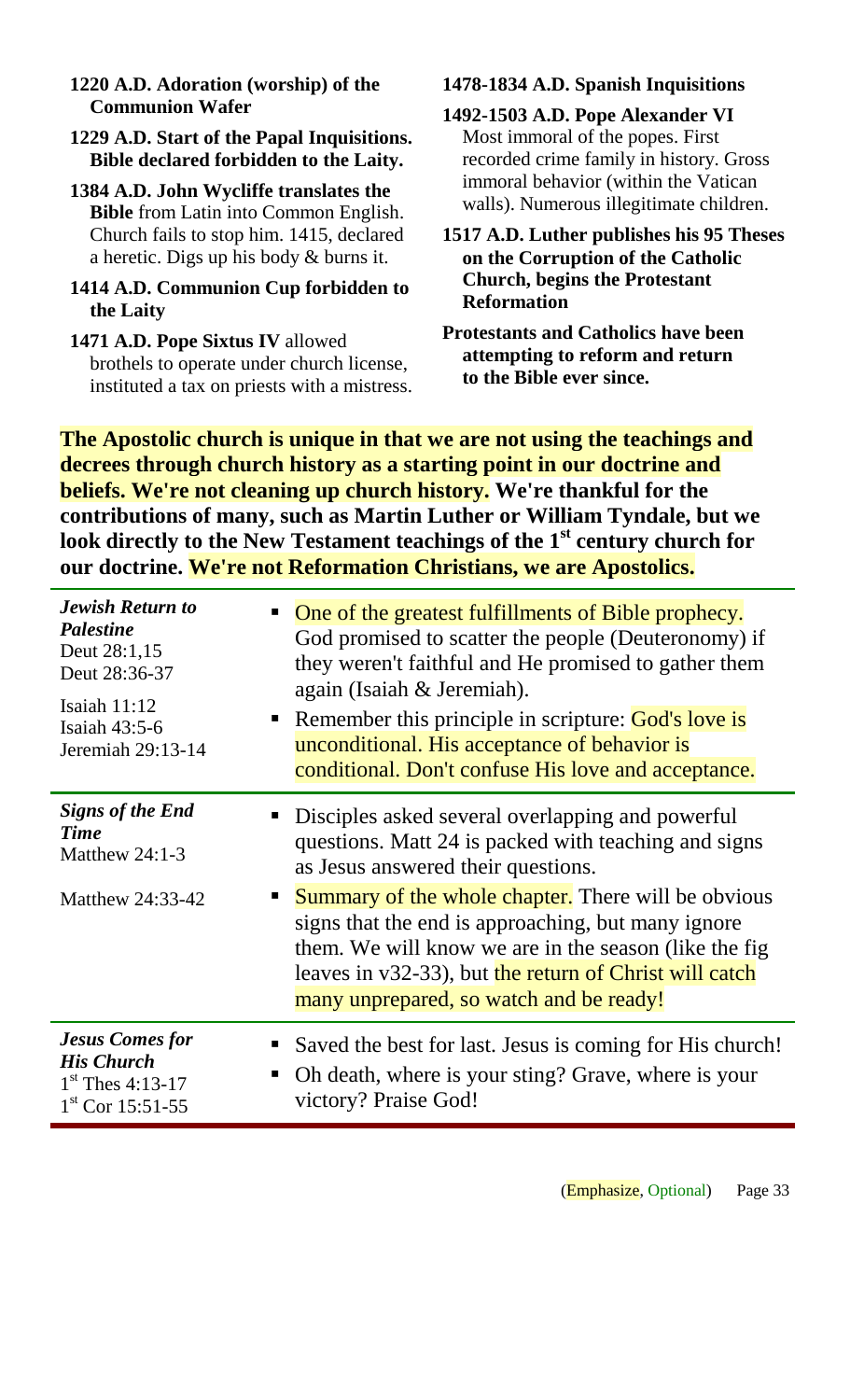**1220 A.D. Adoration (worship) of the Communion Wafer**

**1229 A.D. Start of the Papal Inquisitions. Bible declared forbidden to the Laity.**

**1384 A.D. John Wycliffe translates the Bible** from Latin into Common English. Church fails to stop him. 1415, declared a heretic. Digs up his body & burns it.

**1414 A.D. Communion Cup forbidden to the Laity**

**1471 A.D. Pope Sixtus IV** allowed brothels to operate under church license, instituted a tax on priests with a mistress.

**1478-1834 A.D. Spanish Inquisitions**

**1492-1503 A.D. Pope Alexander VI** Most immoral of the popes. First recorded crime family in history. Gross immoral behavior (within the Vatican walls). Numerous illegitimate children.

**1517 A.D. Luther publishes his 95 Theses on the Corruption of the Catholic Church, begins the Protestant Reformation**

**Protestants and Catholics have been attempting to reform and return to the Bible ever since.**

**The Apostolic church is unique in that we are not using the teachings and decrees through church history as a starting point in our doctrine and beliefs. We're not cleaning up church history. We're thankful for the contributions of many, such as Martin Luther or William Tyndale, but we look directly to the New Testament teachings of the 1st century church for our doctrine. We're not Reformation Christians, we are Apostolics.**

| | |
|---|---|
| ***Jewish Return to Palestine***<br>Deut 28:1,15<br>Deut 28:36-37<br>Isaiah 11:12<br>Isaiah 43:5-6<br>Jeremiah 29:13-14 | ▪ One of the greatest fulfillments of Bible prophecy. God promised to scatter the people (Deuteronomy) if they weren't faithful and He promised to gather them again (Isaiah & Jeremiah).<br>▪ Remember this principle in scripture: God's love is unconditional. His acceptance of behavior is conditional. Don't confuse His love and acceptance. |
| ***Signs of the End Time***<br>Matthew 24:1-3<br>Matthew 24:33-42 | ▪ Disciples asked several overlapping and powerful questions. Matt 24 is packed with teaching and signs as Jesus answered their questions.<br>▪ Summary of the whole chapter. There will be obvious signs that the end is approaching, but many ignore them. We will know we are in the season (like the fig leaves in v32-33), but the return of Christ will catch many unprepared, so watch and be ready! |
| ***Jesus Comes for His Church***<br>1st Thes 4:13-17<br>1st Cor 15:51-55 | ▪ Saved the best for last. Jesus is coming for His church!<br>▪ Oh death, where is your sting? Grave, where is your victory? Praise God! |

(Emphasize, Optional)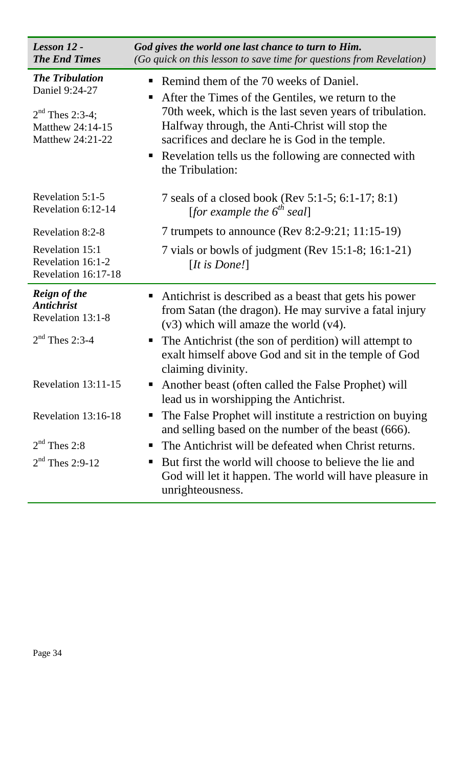| ***Lesson 12 - The End Times*** | ***God gives the world one last chance to turn to Him.*** *(Go quick on this lesson to save time for questions from Revelation)* |
|---|---|
| ***The Tribulation*** Daniel 9:24-27<br><br>2nd Thes 2:3-4; Matthew 24:14-15 Matthew 24:21-22 | ▪ Remind them of the 70 weeks of Daniel.<br>▪ After the Times of the Gentiles, we return to the 70th week, which is the last seven years of tribulation. Halfway through, the Anti-Christ will stop the sacrifices and declare he is God in the temple.<br>▪ Revelation tells us the following are connected with the Tribulation: |
| Revelation 5:1-5 Revelation 6:12-14 | 7 seals of a closed book (Rev 5:1-5; 6:1-17; 8:1) [*for example the 6th seal*] |
| Revelation 8:2-8 | 7 trumpets to announce (Rev 8:2-9:21; 11:15-19) |
| Revelation 15:1 Revelation 16:1-2 Revelation 16:17-18 | 7 vials or bowls of judgment (Rev 15:1-8; 16:1-21) [*It is Done!*] |
| ***Reign of the Antichrist*** Revelation 13:1-8 | ▪ Antichrist is described as a beast that gets his power from Satan (the dragon). He may survive a fatal injury (v3) which will amaze the world (v4). |
| 2nd Thes 2:3-4 | ▪ The Antichrist (the son of perdition) will attempt to exalt himself above God and sit in the temple of God claiming divinity. |
| Revelation 13:11-15 | ▪ Another beast (often called the False Prophet) will lead us in worshipping the Antichrist. |
| Revelation 13:16-18 | ▪ The False Prophet will institute a restriction on buying and selling based on the number of the beast (666). |
| 2nd Thes 2:8 | ▪ The Antichrist will be defeated when Christ returns. |
| 2nd Thes 2:9-12 | ▪ But first the world will choose to believe the lie and God will let it happen. The world will have pleasure in unrighteousness. |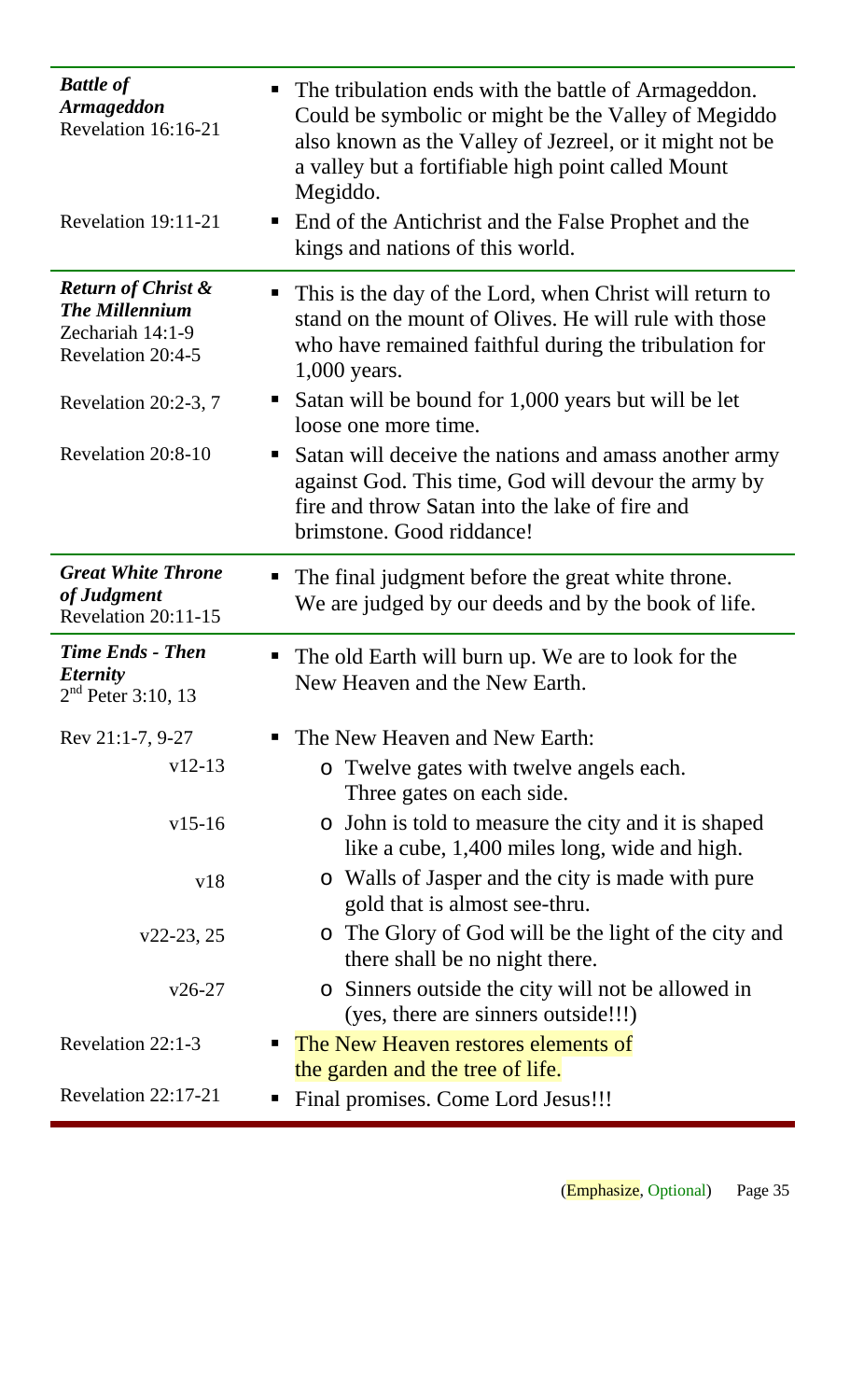| | |
|---|---|
| ***Battle of Armageddon*** Revelation 16:16-21 | ▪ The tribulation ends with the battle of Armageddon. Could be symbolic or might be the Valley of Megiddo also known as the Valley of Jezreel, or it might not be a valley but a fortifiable high point called Mount Megiddo. |
| Revelation 19:11-21 | ▪ End of the Antichrist and the False Prophet and the kings and nations of this world. |
| ***Return of Christ & The Millennium*** Zechariah 14:1-9 Revelation 20:4-5 | ▪ This is the day of the Lord, when Christ will return to stand on the mount of Olives. He will rule with those who have remained faithful during the tribulation for 1,000 years. |
| Revelation 20:2-3, 7 | ▪ Satan will be bound for 1,000 years but will be let loose one more time. |
| Revelation 20:8-10 | ▪ Satan will deceive the nations and amass another army against God. This time, God will devour the army by fire and throw Satan into the lake of fire and brimstone. Good riddance! |
| ***Great White Throne of Judgment*** Revelation 20:11-15 | ▪ The final judgment before the great white throne. We are judged by our deeds and by the book of life. |
| ***Time Ends - Then Eternity*** 2nd Peter 3:10, 13 | ▪ The old Earth will burn up. We are to look for the New Heaven and the New Earth. |
| Rev 21:1-7, 9-27 | ▪ The New Heaven and New Earth: |
| v12-13 | o Twelve gates with twelve angels each. Three gates on each side. |
| v15-16 | o John is told to measure the city and it is shaped like a cube, 1,400 miles long, wide and high. |
| v18 | o Walls of Jasper and the city is made with pure gold that is almost see-thru. |
| v22-23, 25 | o The Glory of God will be the light of the city and there shall be no night there. |
| v26-27 | o Sinners outside the city will not be allowed in (yes, there are sinners outside!!!) |
| Revelation 22:1-3 | ▪ The New Heaven restores elements of the garden and the tree of life. |
| Revelation 22:17-21 | ▪ Final promises. Come Lord Jesus!!! |

(Emphasize, Optional)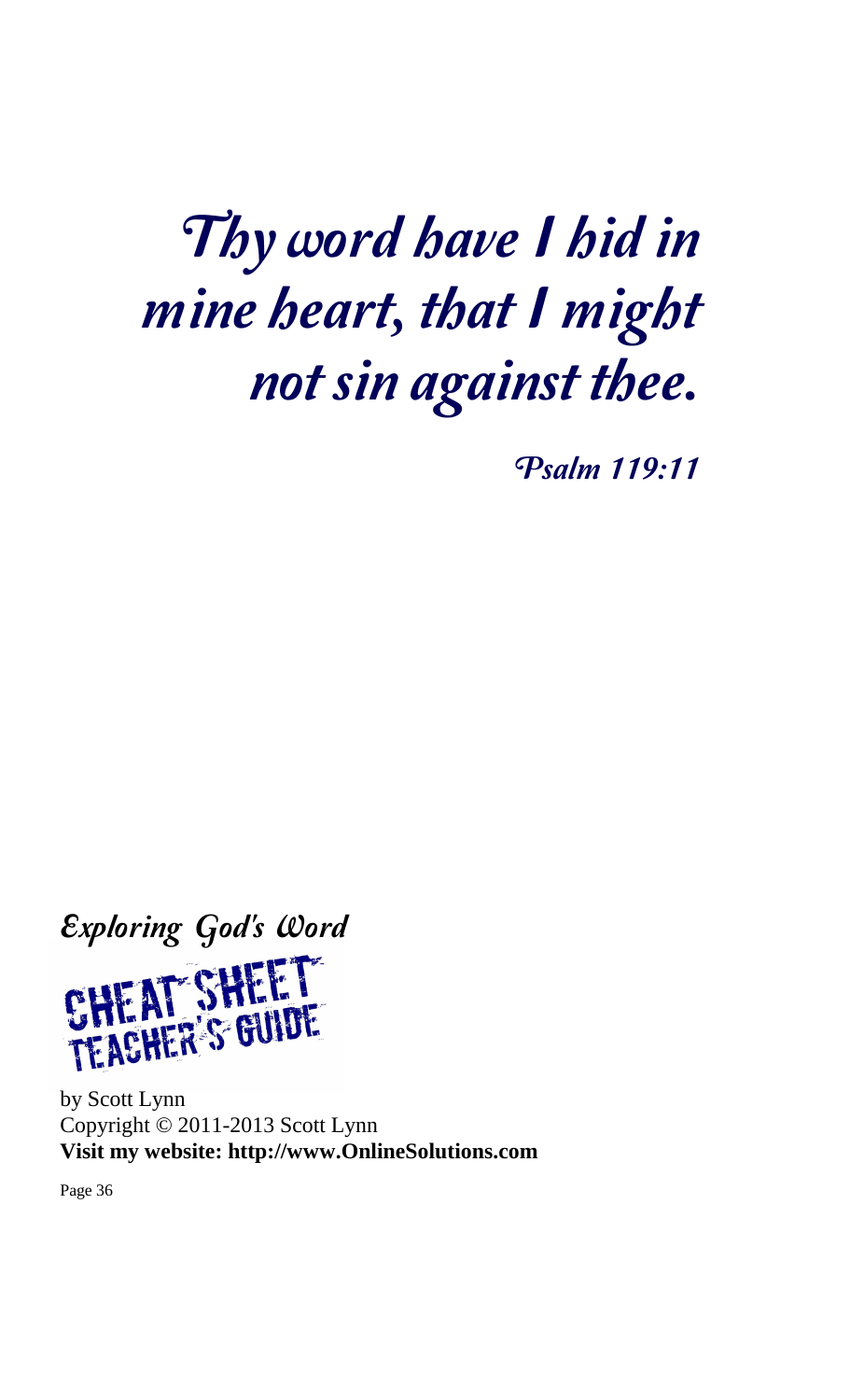*Thy word have I hid in mine heart, that I might not sin against thee.*

*Psalm 119:11*

*Exploring God's Word*

CHEAT SHEET
TEACHER'S GUIDE

by Scott Lynn
Copyright © 2011-2013 Scott Lynn
**Visit my website: http://www.OnlineSolutions.com**